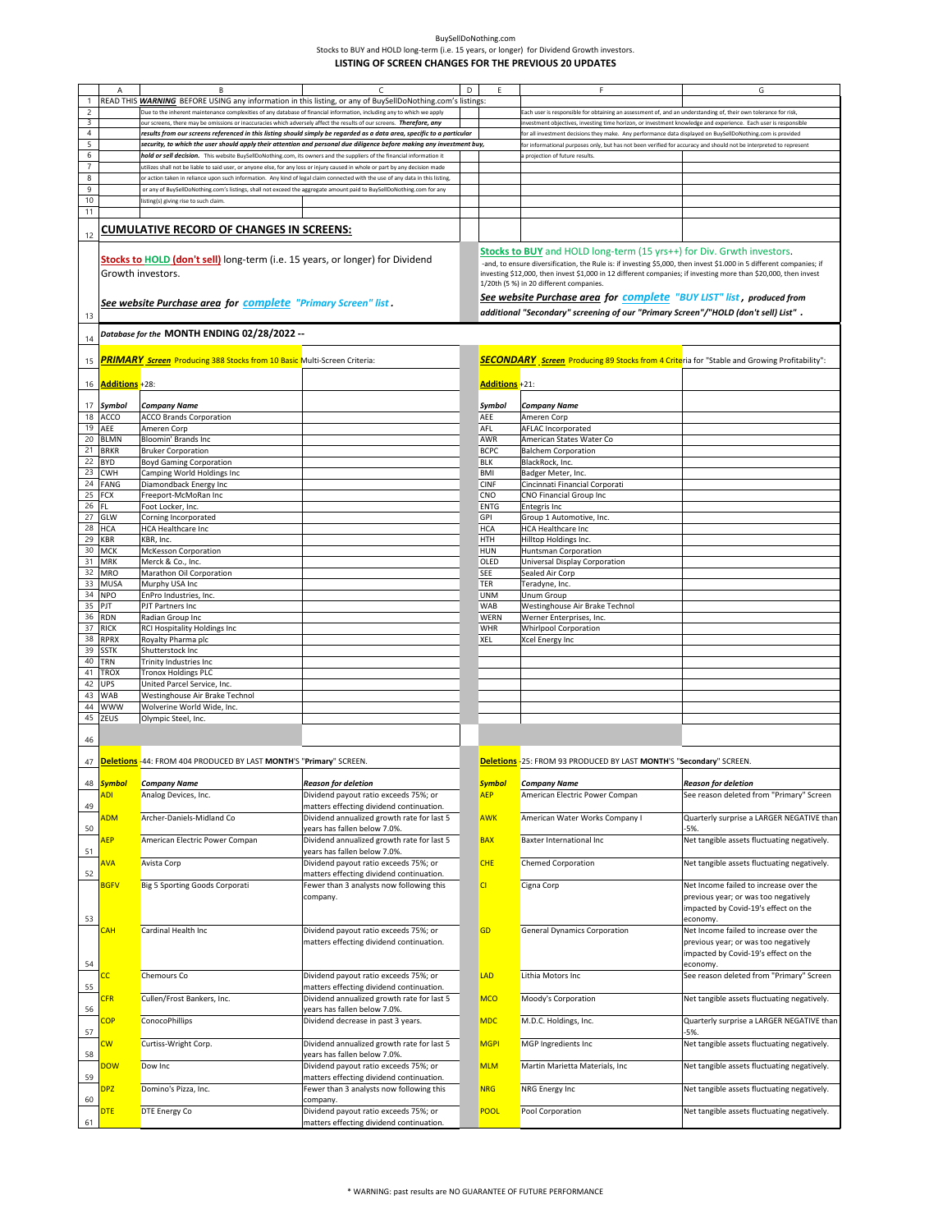BuySellDoNothing.com

Stocks to BUY and HOLD long-term (i.e. 15 years, or longer) for Dividend Growth investors.

## LISTING OF SCREEN CHANGES FOR THE PREVIOUS 20 UPDATES

READ THIS ***WARNING*** BEFORE USING any information in this listing, or any of BuySellDoNothing.com's listings:

Due to the inherent maintenance complexities of any database of financial information, including any to which we apply our screens, there may be omissions or inaccuracies which adversely affect the results of our screens. ***Therefore, any results from our screens referenced in this listing should simply be regarded as a data area, specific to a particular security, to which the user should apply their attention and personal due diligence before making any investment buy, hold or sell decision.*** This website BuySellDoNothing.com, its owners and the suppliers of the financial information it utilizes shall not be liable to said user, or anyone else, for any loss or injury caused in whole or part by any decision made or action taken in reliance upon such information. Any kind of legal claim connected with the use of any data in this listing, or any of BuySellDoNothing.com's listings, shall not exceed the aggregate amount paid to BuySellDoNothing.com for any listing(s) giving rise to such claim.

Each user is responsible for obtaining an assessment of, and an understanding of, their own tolerance for risk, investment objectives, investing time horizon, or investment knowledge and experience. Each user is responsible for all investment decisions they make. Any performance data displayed on BuySellDoNothing.com is provided for informational purposes only, but has not been verified for accuracy and should not be interpreted to represent a projection of future results.

## CUMULATIVE RECORD OF CHANGES IN SCREENS:

**Stocks to HOLD (don't sell)** long-term (i.e. 15 years, or longer) for Dividend Growth investors.

***See website Purchase area for complete "Primary Screen" list.***

**Stocks to BUY** and HOLD long-term (15 yrs++) for Div. Grwth investors.
-and, to ensure diversification, the Rule is: if investing $5,000, then invest $1,000 in 5 different companies; if investing $12,000, then invest $1,000 in 12 different companies; if investing more than $20,000, then invest 1/20th (5 %) in 20 different companies.

***See website Purchase area for complete "BUY LIST" list, produced from additional "Secondary" screening of our "Primary Screen"/"HOLD (don't sell) List".***

Database for the **MONTH ENDING 02/28/2022 --**

***PRIMARY Screen*** Producing 388 Stocks from 10 Basic Multi-Screen Criteria:

***SECONDARY Screen*** Producing 89 Stocks from 4 Criteria for "Stable and Growing Profitability":

**Additions** +28: / **Additions** +21:

| Symbol | Company Name | Symbol | Company Name |
|---|---|---|---|
| ACCO | ACCO Brands Corporation | AEE | Ameren Corp |
| AEE | Ameren Corp | AFL | AFLAC Incorporated |
| BLMN | Bloomin' Brands Inc | AWR | American States Water Co |
| BRKR | Bruker Corporation | BCPC | Balchem Corporation |
| BYD | Boyd Gaming Corporation | BLK | BlackRock, Inc. |
| CWH | Camping World Holdings Inc | BMI | Badger Meter, Inc. |
| FANG | Diamondback Energy Inc | CINF | Cincinnati Financial Corporati |
| FCX | Freeport-McMoRan Inc | CNO | CNO Financial Group Inc |
| FL | Foot Locker, Inc. | ENTG | Entegris Inc |
| GLW | Corning Incorporated | GPI | Group 1 Automotive, Inc. |
| HCA | HCA Healthcare Inc | HCA | HCA Healthcare Inc |
| KBR | KBR, Inc. | HTH | Hilltop Holdings Inc. |
| MCK | McKesson Corporation | HUN | Huntsman Corporation |
| MRK | Merck & Co., Inc. | OLED | Universal Display Corporation |
| MRO | Marathon Oil Corporation | SEE | Sealed Air Corp |
| MUSA | Murphy USA Inc | TER | Teradyne, Inc. |
| NPO | EnPro Industries, Inc. | UNM | Unum Group |
| PJT | PJT Partners Inc | WAB | Westinghouse Air Brake Technol |
| RDN | Radian Group Inc | WERN | Werner Enterprises, Inc. |
| RICK | RCI Hospitality Holdings Inc | WHR | Whirlpool Corporation |
| RPRX | Royalty Pharma plc | XEL | Xcel Energy Inc |
| SSTK | Shutterstock Inc | | |
| TRN | Trinity Industries Inc | | |
| TROX | Tronox Holdings PLC | | |
| UPS | United Parcel Service, Inc. | | |
| WAB | Westinghouse Air Brake Technol | | |
| WWW | Wolverine World Wide, Inc. | | |
| ZEUS | Olympic Steel, Inc. | | |

**Deletions** -44: FROM 404 PRODUCED BY LAST **MONTH**'S "**Primary**" SCREEN. / **Deletions** -25: FROM 93 PRODUCED BY LAST **MONTH**'S "**Secondary**" SCREEN.

| Symbol | Company Name | Reason for deletion | Symbol | Company Name | Reason for deletion |
|---|---|---|---|---|---|
| ADI | Analog Devices, Inc. | Dividend payout ratio exceeds 75%; or matters effecting dividend continuation. | AEP | American Electric Power Compan | See reason deleted from "Primary" Screen |
| ADM | Archer-Daniels-Midland Co | Dividend annualized growth rate for last 5 years has fallen below 7.0%. | AWK | American Water Works Company I | Quarterly surprise a LARGER NEGATIVE than -5%. |
| AEP | American Electric Power Compan | Dividend annualized growth rate for last 5 years has fallen below 7.0%. | BAX | Baxter International Inc | Net tangible assets fluctuating negatively. |
| AVA | Avista Corp | Dividend payout ratio exceeds 75%; or matters effecting dividend continuation. | CHE | Chemed Corporation | Net tangible assets fluctuating negatively. |
| BGFV | Big 5 Sporting Goods Corporati | Fewer than 3 analysts now following this company. | CI | Cigna Corp | Net Income failed to increase over the previous year; or was too negatively impacted by Covid-19's effect on the economy. |
| CAH | Cardinal Health Inc | Dividend payout ratio exceeds 75%; or matters effecting dividend continuation. | GD | General Dynamics Corporation | Net Income failed to increase over the previous year; or was too negatively impacted by Covid-19's effect on the economy. |
| CC | Chemours Co | Dividend payout ratio exceeds 75%; or matters effecting dividend continuation. | LAD | Lithia Motors Inc | See reason deleted from "Primary" Screen |
| CFR | Cullen/Frost Bankers, Inc. | Dividend annualized growth rate for last 5 years has fallen below 7.0%. | MCO | Moody's Corporation | Net tangible assets fluctuating negatively. |
| COP | ConocoPhillips | Dividend decrease in past 3 years. | MDC | M.D.C. Holdings, Inc. | Quarterly surprise a LARGER NEGATIVE than -5%. |
| CW | Curtiss-Wright Corp. | Dividend annualized growth rate for last 5 years has fallen below 7.0%. | MGPI | MGP Ingredients Inc | Net tangible assets fluctuating negatively. |
| DOW | Dow Inc | Dividend payout ratio exceeds 75%; or matters effecting dividend continuation. | MLM | Martin Marietta Materials, Inc | Net tangible assets fluctuating negatively. |
| DPZ | Domino's Pizza, Inc. | Fewer than 3 analysts now following this company. | NRG | NRG Energy Inc | Net tangible assets fluctuating negatively. |
| DTE | DTE Energy Co | Dividend payout ratio exceeds 75%; or matters effecting dividend continuation. | POOL | Pool Corporation | Net tangible assets fluctuating negatively. |

\* WARNING: past results are NO GUARANTEE OF FUTURE PERFORMANCE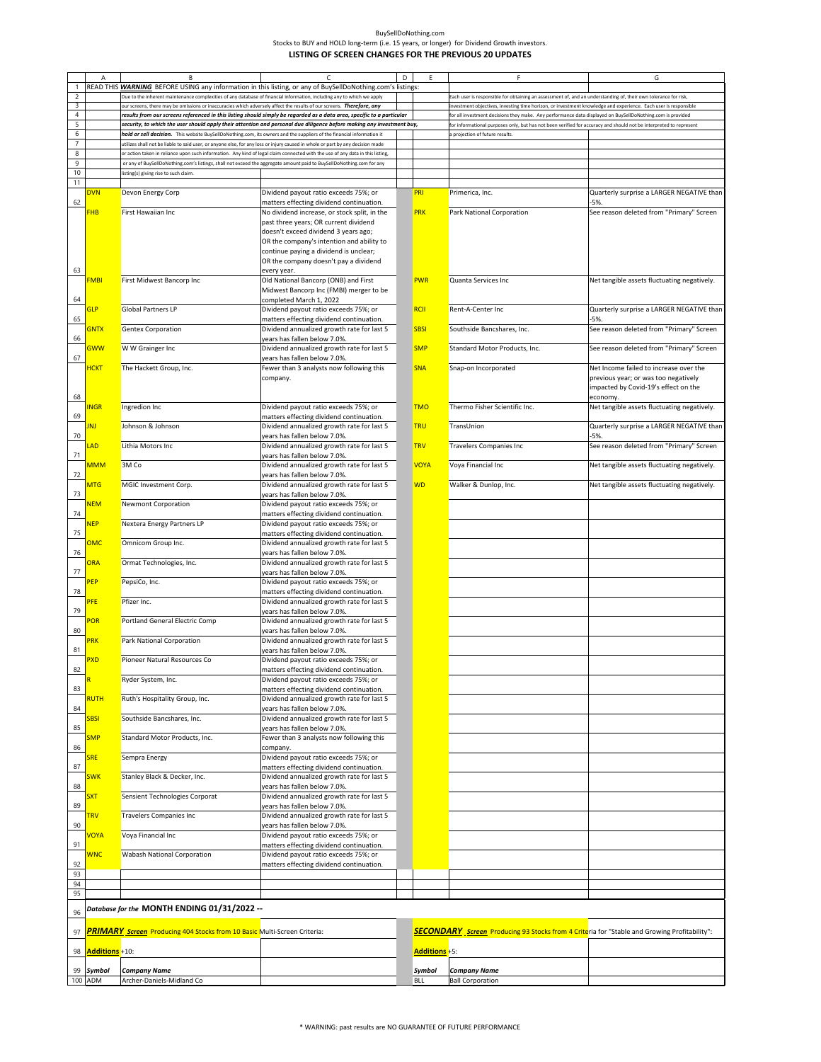BuySellDoNothing.com
Stocks to BUY and HOLD long-term (i.e. 15 years, or longer) for Dividend Growth investors.

## LISTING OF SCREEN CHANGES FOR THE PREVIOUS 20 UPDATES

READ THIS ***WARNING*** BEFORE USING any information in this listing, or any of BuySellDoNothing.com's listings:

Due to the inherent maintenance complexities of any database of financial information, including any to which we apply our screens, there may be omissions or inaccuracies which adversely affect the results of our screens. ***Therefore, any results from our screens referenced in this listing should simply be regarded as a data area, specific to a particular security, to which the user should apply their attention and personal due diligence before making any investment buy, hold or sell decision.*** This website BuySellDoNothing.com, its owners and the suppliers of the financial information it utilizes shall not be liable to said user, or anyone else, for any loss or injury caused in whole or part by any decision made or action taken in reliance upon such information. Any kind of legal claim connected with the use of any data in this listing, or any of BuySellDoNothing.com's listings, shall not exceed the aggregate amount paid to BuySellDoNothing.com for any listing(s) giving rise to such claim.

Each user is responsible for obtaining an assessment of, and an understanding of, their own tolerance for risk, investment objectives, investing time horizon, or investment knowledge and experience. Each user is responsible for all investment decisions they make. Any performance data displayed on BuySellDoNothing.com is provided for informational purposes only, but has not been verified for accuracy and should not be interpreted to represent a projection of future results.

| | A | B | C | D | E | F | G |
|---|---|---|---|---|---|---|---|
| 62 | DVN | Devon Energy Corp | Dividend payout ratio exceeds 75%; or matters effecting dividend continuation. | | PRI | Primerica, Inc. | Quarterly surprise a LARGER NEGATIVE than -5%. |
| 63 | FHB | First Hawaiian Inc | No dividend increase, or stock split, in the past three years; OR current dividend doesn't exceed dividend 3 years ago; OR the company's intention and ability to continue paying a dividend is unclear; OR the company doesn't pay a dividend every year. | | PRK | Park National Corporation | See reason deleted from "Primary" Screen |
| 64 | FMBI | First Midwest Bancorp Inc | Old National Bancorp (ONB) and First Midwest Bancorp Inc (FMBI) merger to be completed March 1, 2022 | | PWR | Quanta Services Inc | Net tangible assets fluctuating negatively. |
| 65 | GLP | Global Partners LP | Dividend payout ratio exceeds 75%; or matters effecting dividend continuation. | | RCII | Rent-A-Center Inc | Quarterly surprise a LARGER NEGATIVE than -5%. |
| 66 | GNTX | Gentex Corporation | Dividend annualized growth rate for last 5 years has fallen below 7.0%. | | SBSI | Southside Bancshares, Inc. | See reason deleted from "Primary" Screen |
| 67 | GWW | W W Grainger Inc | Dividend annualized growth rate for last 5 years has fallen below 7.0%. | | SMP | Standard Motor Products, Inc. | See reason deleted from "Primary" Screen |
| 68 | HCKT | The Hackett Group, Inc. | Fewer than 3 analysts now following this company. | | SNA | Snap-on Incorporated | Net Income failed to increase over the previous year; or was too negatively impacted by Covid-19's effect on the economy. |
| 69 | INGR | Ingredion Inc | Dividend payout ratio exceeds 75%; or matters effecting dividend continuation. | | TMO | Thermo Fisher Scientific Inc. | Net tangible assets fluctuating negatively. |
| 70 | JNJ | Johnson & Johnson | Dividend annualized growth rate for last 5 years has fallen below 7.0%. | | TRU | TransUnion | Quarterly surprise a LARGER NEGATIVE than -5%. |
| 71 | LAD | Lithia Motors Inc | Dividend annualized growth rate for last 5 years has fallen below 7.0%. | | TRV | Travelers Companies Inc | See reason deleted from "Primary" Screen |
| 72 | MMM | 3M Co | Dividend annualized growth rate for last 5 years has fallen below 7.0%. | | VOYA | Voya Financial Inc | Net tangible assets fluctuating negatively. |
| 73 | MTG | MGIC Investment Corp. | Dividend annualized growth rate for last 5 years has fallen below 7.0%. | | WD | Walker & Dunlop, Inc. | Net tangible assets fluctuating negatively. |
| 74 | NEM | Newmont Corporation | Dividend payout ratio exceeds 75%; or matters effecting dividend continuation. | | | | |
| 75 | NEP | Nextera Energy Partners LP | Dividend payout ratio exceeds 75%; or matters effecting dividend continuation. | | | | |
| 76 | OMC | Omnicom Group Inc. | Dividend annualized growth rate for last 5 years has fallen below 7.0%. | | | | |
| 77 | ORA | Ormat Technologies, Inc. | Dividend annualized growth rate for last 5 years has fallen below 7.0%. | | | | |
| 78 | PEP | PepsiCo, Inc. | Dividend payout ratio exceeds 75%; or matters effecting dividend continuation. | | | | |
| 79 | PFE | Pfizer Inc. | Dividend annualized growth rate for last 5 years has fallen below 7.0%. | | | | |
| 80 | POR | Portland General Electric Comp | Dividend annualized growth rate for last 5 years has fallen below 7.0%. | | | | |
| 81 | PRK | Park National Corporation | Dividend annualized growth rate for last 5 years has fallen below 7.0%. | | | | |
| 82 | PXD | Pioneer Natural Resources Co | Dividend payout ratio exceeds 75%; or matters effecting dividend continuation. | | | | |
| 83 | R | Ryder System, Inc. | Dividend payout ratio exceeds 75%; or matters effecting dividend continuation. | | | | |
| 84 | RUTH | Ruth's Hospitality Group, Inc. | Dividend annualized growth rate for last 5 years has fallen below 7.0%. | | | | |
| 85 | SBSI | Southside Bancshares, Inc. | Dividend annualized growth rate for last 5 years has fallen below 7.0%. | | | | |
| 86 | SMP | Standard Motor Products, Inc. | Fewer than 3 analysts now following this company. | | | | |
| 87 | SRE | Sempra Energy | Dividend payout ratio exceeds 75%; or matters effecting dividend continuation. | | | | |
| 88 | SWK | Stanley Black & Decker, Inc. | Dividend annualized growth rate for last 5 years has fallen below 7.0%. | | | | |
| 89 | SXT | Sensient Technologies Corporat | Dividend annualized growth rate for last 5 years has fallen below 7.0%. | | | | |
| 90 | TRV | Travelers Companies Inc | Dividend annualized growth rate for last 5 years has fallen below 7.0%. | | | | |
| 91 | VOYA | Voya Financial Inc | Dividend payout ratio exceeds 75%; or matters effecting dividend continuation. | | | | |
| 92 | WNC | Wabash National Corporation | Dividend payout ratio exceeds 75%; or matters effecting dividend continuation. | | | | |

### *Database for the* MONTH ENDING 01/31/2022 --

***PRIMARY Screen*** Producing 404 Stocks from 10 Basic Multi-Screen Criteria:

***SECONDARY Screen*** Producing 93 Stocks from 4 Criteria for "Stable and Growing Profitability":

| | A | B | C | D | E | F | G |
|---|---|---|---|---|---|---|---|
| 98 | **Additions** +10: | | | | **Additions** +5: | | |
| 99 | ***Symbol*** | ***Company Name*** | | | ***Symbol*** | ***Company Name*** | |
| 100 | ADM | Archer-Daniels-Midland Co | | | BLL | Ball Corporation | |

\* WARNING: past results are NO GUARANTEE OF FUTURE PERFORMANCE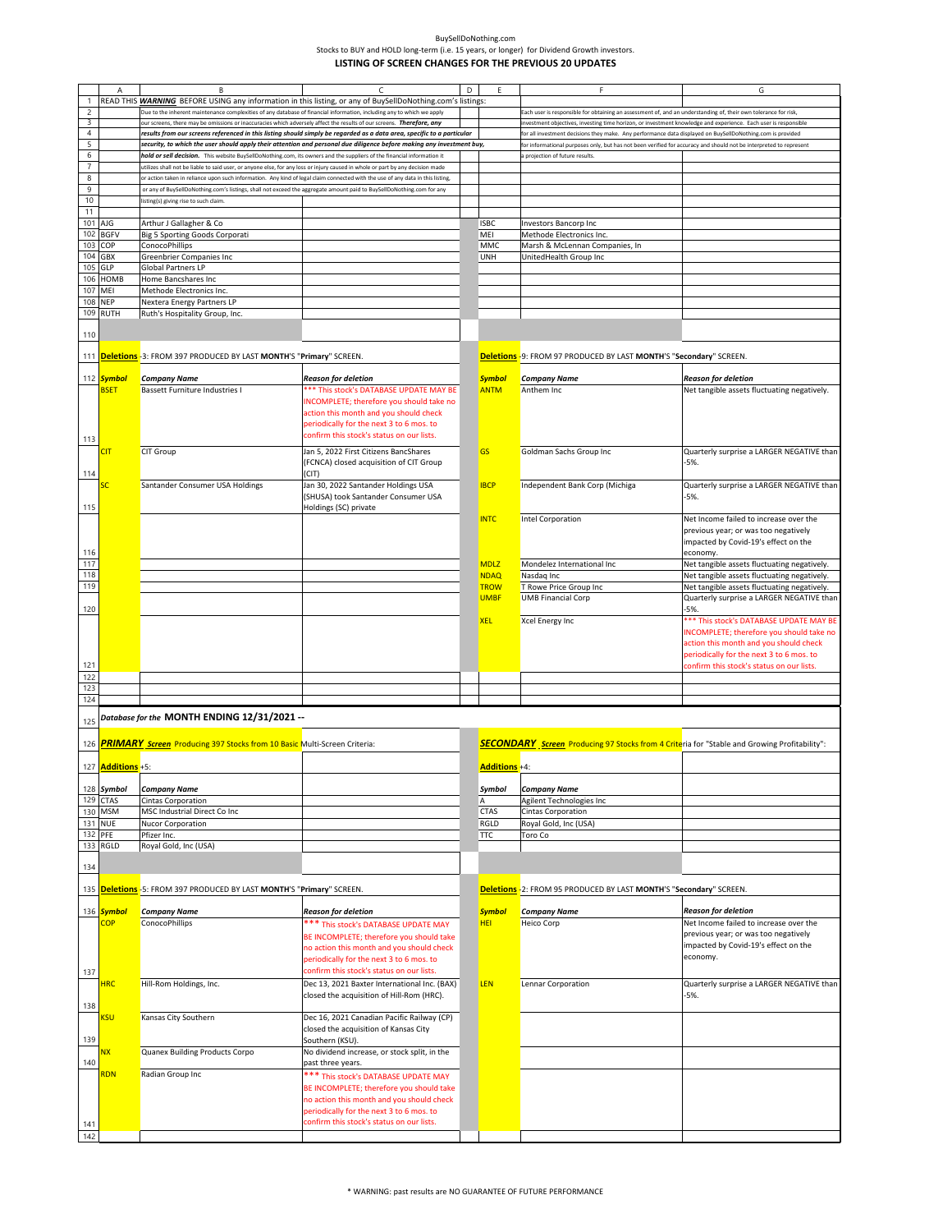BuySellDoNothing.com

Stocks to BUY and HOLD long-term (i.e. 15 years, or longer) for Dividend Growth investors.

### LISTING OF SCREEN CHANGES FOR THE PREVIOUS 20 UPDATES

READ THIS ***WARNING*** BEFORE USING any information in this listing, or any of BuySellDoNothing.com's listings:

Due to the inherent maintenance complexities of any database of financial information, including any to which we apply our screens, there may be omissions or inaccuracies which adversely affect the results of our screens. ***Therefore, any results from our screens referenced in this listing should simply be regarded as a data area, specific to a particular security, to which the user should apply their attention and personal due diligence before making any investment buy, hold or sell decision.*** This website BuySellDoNothing.com, its owners and the suppliers of the financial information it utilizes shall not be liable to said user, or anyone else, for any loss or injury caused in whole or part by any decision made or action taken in reliance upon such information. Any kind of legal claim connected with the use of any data in this listing, or any of BuySellDoNothing.com's listings, shall not exceed the aggregate amount paid to BuySellDoNothing.com for any listing(s) giving rise to such claim.

Each user is responsible for obtaining an assessment of, and an understanding of, their own tolerance for risk, investment objectives, investing time horizon, or investment knowledge and experience. Each user is responsible for all investment decisions they make. Any performance data displayed on BuySellDoNothing.com is provided for informational purposes only, but has not been verified for accuracy and should not be interpreted to represent a projection of future results.

| Symbol | Company Name | | Symbol | Company Name |
|---|---|---|---|---|
| AJG | Arthur J Gallagher & Co | | ISBC | Investors Bancorp Inc |
| BGFV | Big 5 Sporting Goods Corporati | | MEI | Methode Electronics Inc. |
| COP | ConocoPhillips | | MMC | Marsh & McLennan Companies, In |
| GBX | Greenbrier Companies Inc | | UNH | UnitedHealth Group Inc |
| GLP | Global Partners LP | | | |
| HOMB | Home Bancshares Inc | | | |
| MEI | Methode Electronics Inc. | | | |
| NEP | Nextera Energy Partners LP | | | |
| RUTH | Ruth's Hospitality Group, Inc. | | | |

**Deletions** -3: FROM 397 PRODUCED BY LAST **MONTH'S** "**Primary**" SCREEN.

| *Symbol* | *Company Name* | *Reason for deletion* |
|---|---|---|
| BSET | Bassett Furniture Industries I | *** This stock's DATABASE UPDATE MAY BE INCOMPLETE; therefore you should take no action this month and you should check periodically for the next 3 to 6 mos. to confirm this stock's status on our lists. |
| CIT | CIT Group | Jan 5, 2022 First Citizens BancShares (FCNCA) closed acquisition of CIT Group (CIT) |
| SC | Santander Consumer USA Holdings | Jan 30, 2022 Santander Holdings USA (SHUSA) took Santander Consumer USA Holdings (SC) private |

**Deletions** -9: FROM 97 PRODUCED BY LAST **MONTH'S** "**Secondary**" SCREEN.

| *Symbol* | *Company Name* | *Reason for deletion* |
|---|---|---|
| ANTM | Anthem Inc | Net tangible assets fluctuating negatively. |
| GS | Goldman Sachs Group Inc | Quarterly surprise a LARGER NEGATIVE than -5%. |
| IBCP | Independent Bank Corp (Michiga | Quarterly surprise a LARGER NEGATIVE than -5%. |
| INTC | Intel Corporation | Net Income failed to increase over the previous year; or was too negatively impacted by Covid-19's effect on the economy. |
| MDLZ | Mondelez International Inc | Net tangible assets fluctuating negatively. |
| NDAQ | Nasdaq Inc | Net tangible assets fluctuating negatively. |
| TROW | T Rowe Price Group Inc | Net tangible assets fluctuating negatively. |
| UMBF | UMB Financial Corp | Quarterly surprise a LARGER NEGATIVE than -5%. |
| XEL | Xcel Energy Inc | *** This stock's DATABASE UPDATE MAY BE INCOMPLETE; therefore you should take no action this month and you should check periodically for the next 3 to 6 mos. to confirm this stock's status on our lists. |

## *Database for the* MONTH ENDING 12/31/2021 --

***PRIMARY Screen*** Producing 397 Stocks from 10 Basic Multi-Screen Criteria:

**Additions** +5:

| *Symbol* | *Company Name* |
|---|---|
| CTAS | Cintas Corporation |
| MSM | MSC Industrial Direct Co Inc |
| NUE | Nucor Corporation |
| PFE | Pfizer Inc. |
| RGLD | Royal Gold, Inc (USA) |

***SECONDARY Screen*** Producing 97 Stocks from 4 Criteria for "Stable and Growing Profitability":

**Additions** +4:

| *Symbol* | *Company Name* |
|---|---|
| A | Agilent Technologies Inc |
| CTAS | Cintas Corporation |
| RGLD | Royal Gold, Inc (USA) |
| TTC | Toro Co |

**Deletions** -5: FROM 397 PRODUCED BY LAST **MONTH'S** "**Primary**" SCREEN.

| *Symbol* | *Company Name* | *Reason for deletion* |
|---|---|---|
| COP | ConocoPhillips | *** This stock's DATABASE UPDATE MAY BE INCOMPLETE; therefore you should take no action this month and you should check periodically for the next 3 to 6 mos. to confirm this stock's status on our lists. |
| HRC | Hill-Rom Holdings, Inc. | Dec 13, 2021 Baxter International Inc. (BAX) closed the acquisition of Hill-Rom (HRC). |
| KSU | Kansas City Southern | Dec 16, 2021 Canadian Pacific Railway (CP) closed the acquisition of Kansas City Southern (KSU). |
| NX | Quanex Building Products Corpo | No dividend increase, or stock split, in the past three years. |
| RDN | Radian Group Inc | *** This stock's DATABASE UPDATE MAY BE INCOMPLETE; therefore you should take no action this month and you should check periodically for the next 3 to 6 mos. to confirm this stock's status on our lists. |

**Deletions** -2: FROM 95 PRODUCED BY LAST **MONTH'S** "**Secondary**" SCREEN.

| *Symbol* | *Company Name* | *Reason for deletion* |
|---|---|---|
| HEI | Heico Corp | Net Income failed to increase over the previous year; or was too negatively impacted by Covid-19's effect on the economy. |
| LEN | Lennar Corporation | Quarterly surprise a LARGER NEGATIVE than -5%. |

\* WARNING: past results are NO GUARANTEE OF FUTURE PERFORMANCE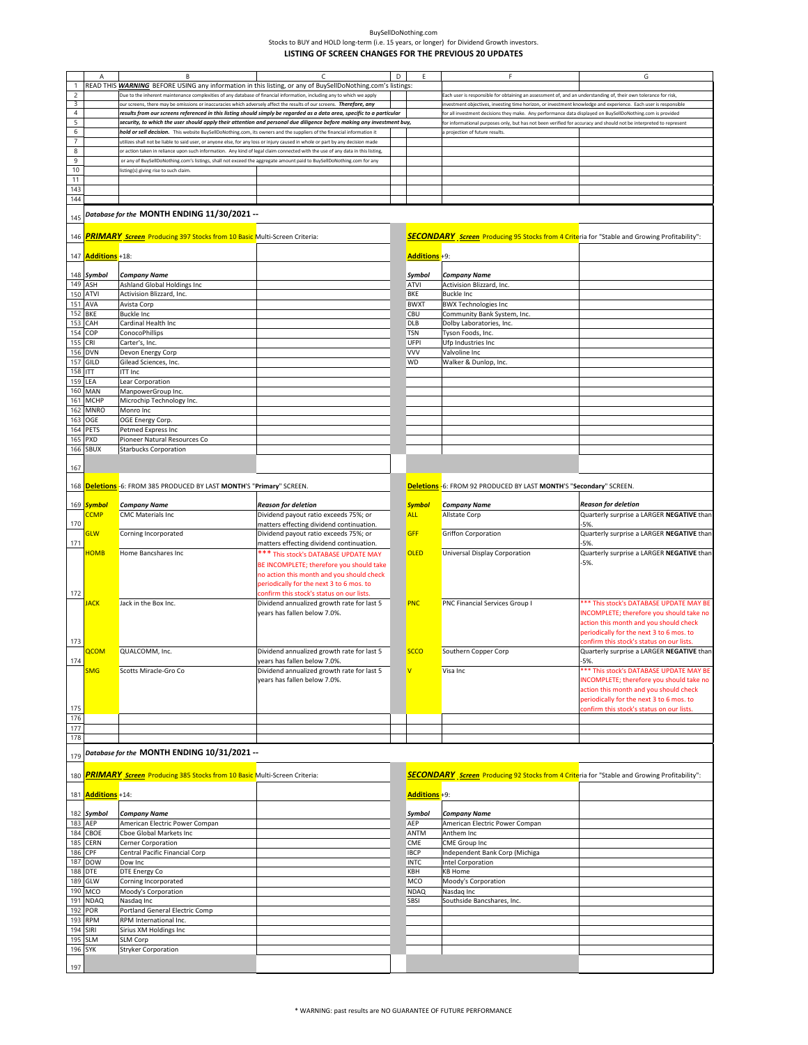BuySellDoNothing.com

Stocks to BUY and HOLD long-term (i.e. 15 years, or longer) for Dividend Growth investors.

## LISTING OF SCREEN CHANGES FOR THE PREVIOUS 20 UPDATES

READ THIS ***WARNING*** BEFORE USING any information in this listing, or any of BuySellDoNothing.com's listings:

Due to the inherent maintenance complexities of any database of financial information, including any to which we apply our screens, there may be omissions or inaccuracies which adversely affect the results of our screens. ***Therefore, any results from our screens referenced in this listing should simply be regarded as a data area, specific to a particular security, to which the user should apply their attention and personal due diligence before making any investment buy, hold or sell decision.*** This website BuySellDoNothing.com, its owners and the suppliers of the financial information it utilizes shall not be liable to said user, or anyone else, for any loss or injury caused in whole or part by any decision made or action taken in reliance upon such information. Any kind of legal claim connected with the use of any data in this listing, or any of BuySellDoNothing.com's listings, shall not exceed the aggregate amount paid to BuySellDoNothing.com for any listing(s) giving rise to such claim.

Each user is responsible for obtaining an assessment of, and an understanding of, their own tolerance for risk, investment objectives, investing time horizon, or investment knowledge and experience. Each user is responsible for all investment decisions they make. Any performance data displayed on BuySellDoNothing.com is provided for informational purposes only, but has not been verified for accuracy and should not be interpreted to represent a projection of future results.

### *Database for the* MONTH ENDING 11/30/2021 --

***PRIMARY Screen*** Producing 397 Stocks from 10 Basic Multi-Screen Criteria:

**Additions** +18:

| *Symbol* | *Company Name* |
|---|---|
| ASH | Ashland Global Holdings Inc |
| ATVI | Activision Blizzard, Inc. |
| AVA | Avista Corp |
| BKE | Buckle Inc |
| CAH | Cardinal Health Inc |
| COP | ConocoPhillips |
| CRI | Carter's, Inc. |
| DVN | Devon Energy Corp |
| GILD | Gilead Sciences, Inc. |
| ITT | ITT Inc |
| LEA | Lear Corporation |
| MAN | ManpowerGroup Inc. |
| MCHP | Microchip Technology Inc. |
| MNRO | Monro Inc |
| OGE | OGE Energy Corp. |
| PETS | Petmed Express Inc |
| PXD | Pioneer Natural Resources Co |
| SBUX | Starbucks Corporation |

**Deletions** -6: FROM 385 PRODUCED BY LAST **MONTH**'S "**Primary**" SCREEN.

| *Symbol* | *Company Name* | *Reason for deletion* |
|---|---|---|
| CCMP | CMC Materials Inc | Dividend payout ratio exceeds 75%; or matters effecting dividend continuation. |
| GLW | Corning Incorporated | Dividend payout ratio exceeds 75%; or matters effecting dividend continuation. |
| HOMB | Home Bancshares Inc | *** This stock's DATABASE UPDATE MAY BE INCOMPLETE; therefore you should take no action this month and you should check periodically for the next 3 to 6 mos. to confirm this stock's status on our lists. |
| JACK | Jack in the Box Inc. | Dividend annualized growth rate for last 5 years has fallen below 7.0%. |
| QCOM | QUALCOMM, Inc. | Dividend annualized growth rate for last 5 years has fallen below 7.0%. |
| SMG | Scotts Miracle-Gro Co | Dividend annualized growth rate for last 5 years has fallen below 7.0%. |

***SECONDARY Screen*** Producing 95 Stocks from 4 Criteria for "Stable and Growing Profitability":

**Additions** +9:

| *Symbol* | *Company Name* |
|---|---|
| ATVI | Activision Blizzard, Inc. |
| BKE | Buckle Inc |
| BWXT | BWX Technologies Inc |
| CBU | Community Bank System, Inc. |
| DLB | Dolby Laboratories, Inc. |
| TSN | Tyson Foods, Inc. |
| UFPI | Ufp Industries Inc |
| VVV | Valvoline Inc |
| WD | Walker & Dunlop, Inc. |

**Deletions** -6: FROM 92 PRODUCED BY LAST **MONTH**'S "**Secondary**" SCREEN.

| *Symbol* | *Company Name* | *Reason for deletion* |
|---|---|---|
| ALL | Allstate Corp | Quarterly surprise a LARGER **NEGATIVE** than -5%. |
| GFF | Griffon Corporation | Quarterly surprise a LARGER **NEGATIVE** than -5%. |
| OLED | Universal Display Corporation | Quarterly surprise a LARGER **NEGATIVE** than -5%. |
| PNC | PNC Financial Services Group I | *** This stock's DATABASE UPDATE MAY BE INCOMPLETE; therefore you should take no action this month and you should check periodically for the next 3 to 6 mos. to confirm this stock's status on our lists. |
| SCCO | Southern Copper Corp | Quarterly surprise a LARGER **NEGATIVE** than -5%. |
| V | Visa Inc | *** This stock's DATABASE UPDATE MAY BE INCOMPLETE; therefore you should take no action this month and you should check periodically for the next 3 to 6 mos. to confirm this stock's status on our lists. |

### *Database for the* MONTH ENDING 10/31/2021 --

***PRIMARY Screen*** Producing 385 Stocks from 10 Basic Multi-Screen Criteria:

**Additions** +14:

| *Symbol* | *Company Name* |
|---|---|
| AEP | American Electric Power Compan |
| CBOE | Cboe Global Markets Inc |
| CERN | Cerner Corporation |
| CPF | Central Pacific Financial Corp |
| DOW | Dow Inc |
| DTE | DTE Energy Co |
| GLW | Corning Incorporated |
| MCO | Moody's Corporation |
| NDAQ | Nasdaq Inc |
| POR | Portland General Electric Comp |
| RPM | RPM International Inc. |
| SIRI | Sirius XM Holdings Inc |
| SLM | SLM Corp |
| SYK | Stryker Corporation |

***SECONDARY Screen*** Producing 92 Stocks from 4 Criteria for "Stable and Growing Profitability":

**Additions** +9:

| *Symbol* | *Company Name* |
|---|---|
| AEP | American Electric Power Compan |
| ANTM | Anthem Inc |
| CME | CME Group Inc |
| IBCP | Independent Bank Corp (Michiga |
| INTC | Intel Corporation |
| KBH | KB Home |
| MCO | Moody's Corporation |
| NDAQ | Nasdaq Inc |
| SBSI | Southside Bancshares, Inc. |

* WARNING: past results are NO GUARANTEE OF FUTURE PERFORMANCE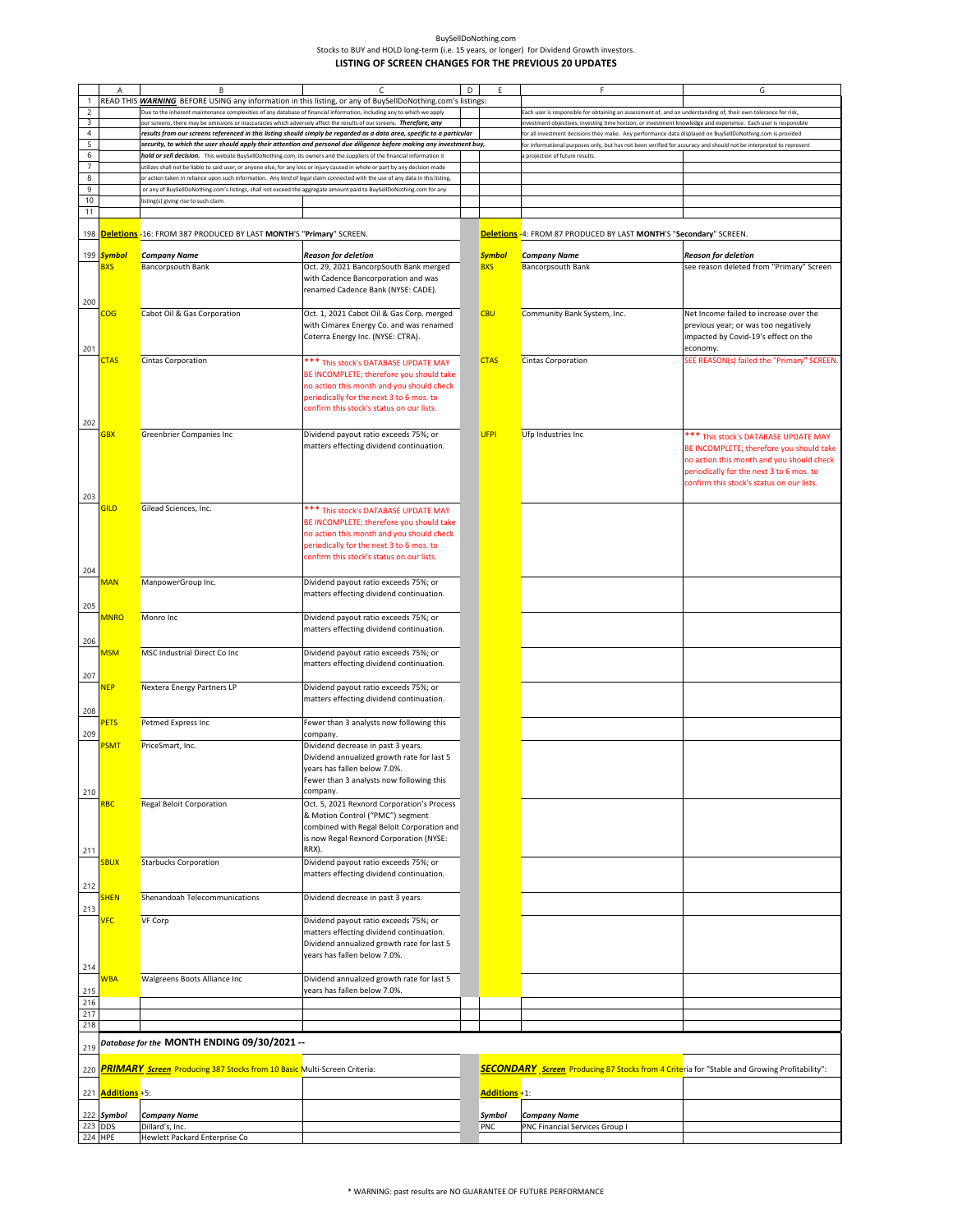BuySellDoNothing.com

Stocks to BUY and HOLD long-term (i.e. 15 years, or longer) for Dividend Growth investors.

### LISTING OF SCREEN CHANGES FOR THE PREVIOUS 20 UPDATES

READ THIS ***WARNING*** BEFORE USING any information in this listing, or any of BuySellDoNothing.com's listings:

Due to the inherent maintenance complexities of any database of financial information, including any to which we apply our screens, there may be omissions or inaccuracies which adversely affect the results of our screens. ***Therefore, any results from our screens referenced in this listing should simply be regarded as a data area, specific to a particular security, to which the user should apply their attention and personal due diligence before making any investment buy, hold or sell decision.*** This website BuySellDoNothing.com, its owners and the suppliers of the financial information it utilizes shall not be liable to said user, or anyone else, for any loss or injury caused in whole or part by any decision made or action taken in reliance upon such information. Any kind of legal claim connected with the use of any data in this listing, or any of BuySellDoNothing.com's listings, shall not exceed the aggregate amount paid to BuySellDoNothing.com for any listing(s) giving rise to such claim.

Each user is responsible for obtaining an assessment of, and an understanding of, their own tolerance for risk, investment objectives, investing time horizon, or investment knowledge and experience. Each user is responsible for all investment decisions they make. Any performance data displayed on BuySellDoNothing.com is provided for informational purposes only, but has not been verified for accuracy and should not be interpreted to represent a projection of future results.

**Deletions** -16: FROM 387 PRODUCED BY LAST **MONTH'S** "**Primary**" SCREEN.

| *Symbol* | *Company Name* | *Reason for deletion* |
|---|---|---|
| BXS | Bancorpsouth Bank | Oct. 29, 2021 BancorpSouth Bank merged with Cadence Bancorporation and was renamed Cadence Bank (NYSE: CADE). |
| COG | Cabot Oil & Gas Corporation | Oct. 1, 2021 Cabot Oil & Gas Corp. merged with Cimarex Energy Co. and was renamed Coterra Energy Inc. (NYSE: CTRA). |
| CTAS | Cintas Corporation | *** This stock's DATABASE UPDATE MAY BE INCOMPLETE; therefore you should take no action this month and you should check periodically for the next 3 to 6 mos. to confirm this stock's status on our lists. |
| GBX | Greenbrier Companies Inc | Dividend payout ratio exceeds 75%; or matters effecting dividend continuation. |
| GILD | Gilead Sciences, Inc. | *** This stock's DATABASE UPDATE MAY BE INCOMPLETE; therefore you should take no action this month and you should check periodically for the next 3 to 6 mos. to confirm this stock's status on our lists. |
| MAN | ManpowerGroup Inc. | Dividend payout ratio exceeds 75%; or matters effecting dividend continuation. |
| MNRO | Monro Inc | Dividend payout ratio exceeds 75%; or matters effecting dividend continuation. |
| MSM | MSC Industrial Direct Co Inc | Dividend payout ratio exceeds 75%; or matters effecting dividend continuation. |
| NEP | Nextera Energy Partners LP | Dividend payout ratio exceeds 75%; or matters effecting dividend continuation. |
| PETS | Petmed Express Inc | Fewer than 3 analysts now following this company. |
| PSMT | PriceSmart, Inc. | Dividend decrease in past 3 years. Dividend annualized growth rate for last 5 years has fallen below 7.0%. Fewer than 3 analysts now following this company. |
| RBC | Regal Beloit Corporation | Oct. 5, 2021 Rexnord Corporation's Process & Motion Control ("PMC") segment combined with Regal Beloit Corporation and is now Regal Rexnord Corporation (NYSE: RRX). |
| SBUX | Starbucks Corporation | Dividend payout ratio exceeds 75%; or matters effecting dividend continuation. |
| SHEN | Shenandoah Telecommunications | Dividend decrease in past 3 years. |
| VFC | VF Corp | Dividend payout ratio exceeds 75%; or matters effecting dividend continuation. Dividend annualized growth rate for last 5 years has fallen below 7.0%. |
| WBA | Walgreens Boots Alliance Inc | Dividend annualized growth rate for last 5 years has fallen below 7.0%. |

**Deletions** -4: FROM 87 PRODUCED BY LAST **MONTH'S** "**Secondary**" SCREEN.

| *Symbol* | *Company Name* | *Reason for deletion* |
|---|---|---|
| BXS | Bancorpsouth Bank | see reason deleted from "Primary" Screen |
| CBU | Community Bank System, Inc. | Net Income failed to increase over the previous year; or was too negatively impacted by Covid-19's effect on the economy. |
| CTAS | Cintas Corporation | SEE REASON(s) failed the "Primary" SCREEN. |
| UFPI | Ufp Industries Inc | *** This stock's DATABASE UPDATE MAY BE INCOMPLETE; therefore you should take no action this month and you should check periodically for the next 3 to 6 mos. to confirm this stock's status on our lists. |

*Database for the* **MONTH ENDING 09/30/2021 --**

***PRIMARY*** ***Screen*** Producing 387 Stocks from 10 Basic Multi-Screen Criteria:

**Additions** +5:

| *Symbol* | *Company Name* |
|---|---|
| DDS | Dillard's, Inc. |
| HPE | Hewlett Packard Enterprise Co |

***SECONDARY*** ***Screen*** Producing 87 Stocks from 4 Criteria for "Stable and Growing Profitability":

**Additions** +1:

| *Symbol* | *Company Name* |
|---|---|
| PNC | PNC Financial Services Group I |

\* WARNING: past results are NO GUARANTEE OF FUTURE PERFORMANCE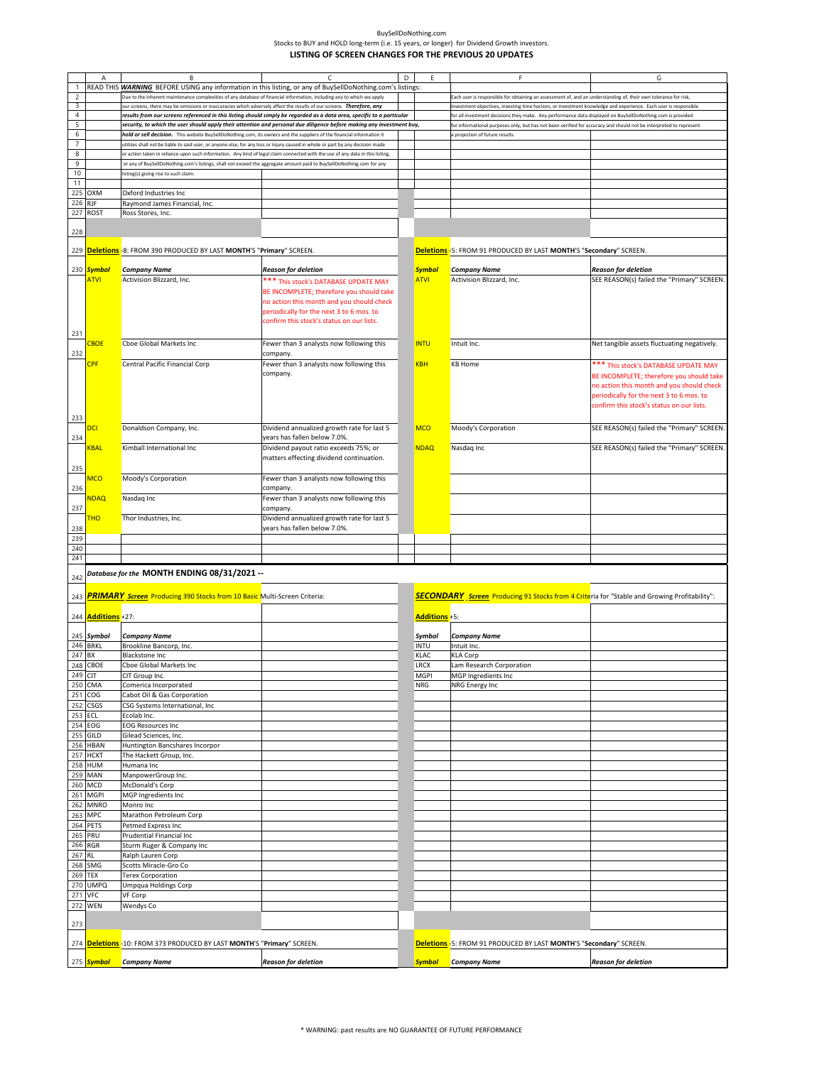BuySellDoNothing.com

Stocks to BUY and HOLD long-term (i.e. 15 years, or longer) for Dividend Growth investors.

**LISTING OF SCREEN CHANGES FOR THE PREVIOUS 20 UPDATES**

READ THIS ***WARNING*** BEFORE USING any information in this listing, or any of BuySellDoNothing.com's listings:

Due to the inherent maintenance complexities of any database of financial information, including any to which we apply our screens, there may be omissions or inaccuracies which adversely affect the results of our screens. ***Therefore, any results from our screens referenced in this listing should simply be regarded as a data area, specific to a particular security, to which the user should apply their attention and personal due diligence before making any investment buy, hold or sell decision.*** This website BuySellDoNothing.com, its owners and the suppliers of the financial information it utilizes shall not be liable to said user, or anyone else, for any loss or injury caused in whole or part by any decision made or action taken in reliance upon such information. Any kind of legal claim connected with the use of any data in this listing, or any of BuySellDoNothing.com's listings, shall not exceed the aggregate amount paid to BuySellDoNothing.com for any listing(s) giving rise to such claim.

Each user is responsible for obtaining an assessment of, and an understanding of, their own tolerance for risk, investment objectives, investing time horizon, or investment knowledge and experience. Each user is responsible for all investment decisions they make. Any performance data displayed on BuySellDoNothing.com is provided for informational purposes only, but has not been verified for accuracy and should not be interpreted to represent a projection of future results.

| Symbol | Company Name |
|---|---|
| OXM | Oxford Industries Inc |
| RJF | Raymond James Financial, Inc. |
| ROST | Ross Stores, Inc. |

**Deletions** -8: FROM 390 PRODUCED BY LAST **MONTH**'S "**Primary**" SCREEN.

| *Symbol* | *Company Name* | *Reason for deletion* |
|---|---|---|
| ATVI | Activision Blizzard, Inc. | *** This stock's DATABASE UPDATE MAY BE INCOMPLETE; therefore you should take no action this month and you should check periodically for the next 3 to 6 mos. to confirm this stock's status on our lists. |
| CBOE | Cboe Global Markets Inc | Fewer than 3 analysts now following this company. |
| CPF | Central Pacific Financial Corp | Fewer than 3 analysts now following this company. |
| DCI | Donaldson Company, Inc. | Dividend annualized growth rate for last 5 years has fallen below 7.0%. |
| KBAL | Kimball International Inc | Dividend payout ratio exceeds 75%; or matters effecting dividend continuation. |
| MCO | Moody's Corporation | Fewer than 3 analysts now following this company. |
| NDAQ | Nasdaq Inc | Fewer than 3 analysts now following this company. |
| THO | Thor Industries, Inc. | Dividend annualized growth rate for last 5 years has fallen below 7.0%. |

**Deletions** -5: FROM 91 PRODUCED BY LAST **MONTH**'S "**Secondary**" SCREEN.

| *Symbol* | *Company Name* | *Reason for deletion* |
|---|---|---|
| ATVI | Activision Blizzard, Inc. | SEE REASON(s) failed the "Primary" SCREEN. |
| INTU | Intuit Inc. | Net tangible assets fluctuating negatively. |
| KBH | KB Home | *** This stock's DATABASE UPDATE MAY BE INCOMPLETE; therefore you should take no action this month and you should check periodically for the next 3 to 6 mos. to confirm this stock's status on our lists. |
| MCO | Moody's Corporation | SEE REASON(s) failed the "Primary" SCREEN. |
| NDAQ | Nasdaq Inc | SEE REASON(s) failed the "Primary" SCREEN. |

## *Database for the* MONTH ENDING 08/31/2021 --

***PRIMARY*** ***Screen*** Producing 390 Stocks from 10 Basic Multi-Screen Criteria:

**Additions** +27:

| *Symbol* | *Company Name* |
|---|---|
| BRKL | Brookline Bancorp, Inc. |
| BX | Blackstone Inc |
| CBOE | Cboe Global Markets Inc |
| CIT | CIT Group Inc. |
| CMA | Comerica Incorporated |
| COG | Cabot Oil & Gas Corporation |
| CSGS | CSG Systems International, Inc |
| ECL | Ecolab Inc. |
| EOG | EOG Resources Inc |
| GILD | Gilead Sciences, Inc. |
| HBAN | Huntington Bancshares Incorpor |
| HCKT | The Hackett Group, Inc. |
| HUM | Humana Inc |
| MAN | ManpowerGroup Inc. |
| MCD | McDonald's Corp |
| MGPI | MGP Ingredients Inc |
| MNRO | Monro Inc |
| MPC | Marathon Petroleum Corp |
| PETS | Petmed Express Inc |
| PRU | Prudential Financial Inc |
| RGR | Sturm Ruger & Company Inc |
| RL | Ralph Lauren Corp |
| SMG | Scotts Miracle-Gro Co |
| TEX | Terex Corporation |
| UMPQ | Umpqua Holdings Corp |
| VFC | VF Corp |
| WEN | Wendys Co |

***SECONDARY*** ***Screen*** Producing 91 Stocks from 4 Criteria for "Stable and Growing Profitability":

**Additions** +5:

| *Symbol* | *Company Name* |
|---|---|
| INTU | Intuit Inc. |
| KLAC | KLA Corp |
| LRCX | Lam Research Corporation |
| MGPI | MGP Ingredients Inc |
| NRG | NRG Energy Inc |

**Deletions** -10: FROM 373 PRODUCED BY LAST **MONTH**'S "**Primary**" SCREEN.

| *Symbol* | *Company Name* | *Reason for deletion* |
|---|---|---|

**Deletions** -5: FROM 91 PRODUCED BY LAST **MONTH**'S "**Secondary**" SCREEN.

| *Symbol* | *Company Name* | *Reason for deletion* |
|---|---|---|

\* WARNING: past results are NO GUARANTEE OF FUTURE PERFORMANCE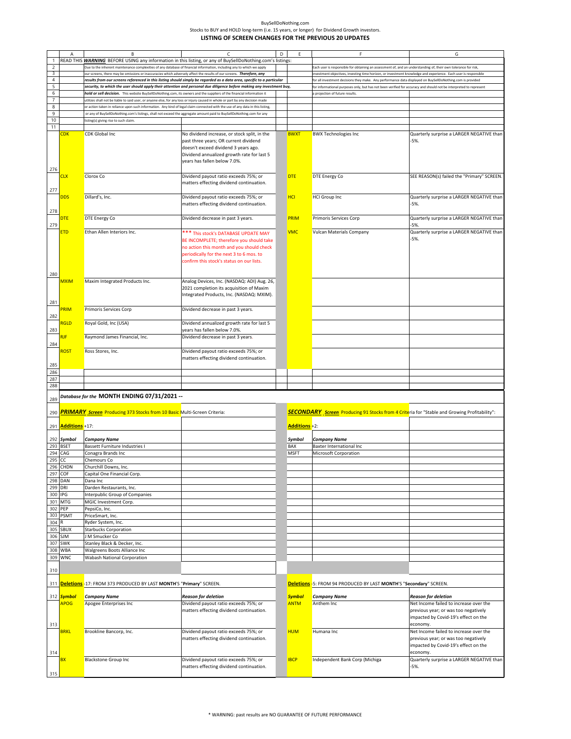BuySellDoNothing.com

Stocks to BUY and HOLD long-term (i.e. 15 years, or longer) for Dividend Growth investors.

### LISTING OF SCREEN CHANGES FOR THE PREVIOUS 20 UPDATES

READ THIS ***WARNING*** BEFORE USING any information in this listing, or any of BuySellDoNothing.com's listings:

Due to the inherent maintenance complexities of any database of financial information, including any to which we apply our screens, there may be omissions or inaccuracies which adversely affect the results of our screens. ***Therefore, any results from our screens referenced in this listing should simply be regarded as a data area, specific to a particular security, to which the user should apply their attention and personal due diligence before making any investment buy, hold or sell decision.*** This website BuySellDoNothing.com, its owners and the suppliers of the financial information it utilizes shall not be liable to said user, or anyone else, for any loss or injury caused in whole or part by any decision made or action taken in reliance upon such information. Any kind of legal claim connected with the use of any data in this listing, or any of BuySellDoNothing.com's listings, shall not exceed the aggregate amount paid to BuySellDoNothing.com for any listing(s) giving rise to such claim.

Each user is responsible for obtaining an assessment of, and an understanding of, their own tolerance for risk, investment objectives, investing time horizon, or investment knowledge and experience. Each user is responsible for all investment decisions they make. Any performance data displayed on BuySellDoNothing.com is provided for informational purposes only, but has not been verified for accuracy and should not be interpreted to represent a projection of future results.

| Symbol | Company Name | Reason for deletion | Symbol | Company Name | Reason for deletion |
|---|---|---|---|---|---|
| CDK | CDK Global Inc | No dividend increase, or stock split, in the past three years; OR current dividend doesn't exceed dividend 3 years ago. Dividend annualized growth rate for last 5 years has fallen below 7.0%. | BWXT | BWX Technologies Inc | Quarterly surprise a LARGER NEGATIVE than -5%. |
| CLX | Clorox Co | Dividend payout ratio exceeds 75%; or matters effecting dividend continuation. | DTE | DTE Energy Co | SEE REASON(s) failed the "Primary" SCREEN. |
| DDS | Dillard's, Inc. | Dividend payout ratio exceeds 75%; or matters effecting dividend continuation. | HCI | HCI Group Inc | Quarterly surprise a LARGER NEGATIVE than -5%. |
| DTE | DTE Energy Co | Dividend decrease in past 3 years. | PRIM | Primoris Services Corp | Quarterly surprise a LARGER NEGATIVE than -5%. |
| ETD | Ethan Allen Interiors Inc. | *** This stock's DATABASE UPDATE MAY BE INCOMPLETE; therefore you should take no action this month and you should check periodically for the next 3 to 6 mos. to confirm this stock's status on our lists. | VMC | Vulcan Materials Company | Quarterly surprise a LARGER NEGATIVE than -5%. |
| MXIM | Maxim Integrated Products Inc. | Analog Devices, Inc. (NASDAQ: ADI) Aug. 26, 2021 completion its acquisition of Maxim Integrated Products, Inc. (NASDAQ: MXIM). | | | |
| PRIM | Primoris Services Corp | Dividend decrease in past 3 years. | | | |
| RGLD | Royal Gold, Inc (USA) | Dividend annualized growth rate for last 5 years has fallen below 7.0%. | | | |
| RJF | Raymond James Financial, Inc. | Dividend decrease in past 3 years. | | | |
| ROST | Ross Stores, Inc. | Dividend payout ratio exceeds 75%; or matters effecting dividend continuation. | | | |

## *Database for the* MONTH ENDING 07/31/2021 --

***PRIMARY Screen*** Producing 373 Stocks from 10 Basic Multi-Screen Criteria:

***SECONDARY Screen*** Producing 91 Stocks from 4 Criteria for "Stable and Growing Profitability":

| **Additions** +17: | | **Additions** +2: | |
|---|---|---|---|
| ***Symbol*** | ***Company Name*** | ***Symbol*** | ***Company Name*** |
| BSET | Bassett Furniture Industries I | BAX | Baxter International Inc |
| CAG | Conagra Brands Inc | MSFT | Microsoft Corporation |
| CC | Chemours Co | | |
| CHDN | Churchill Downs, Inc. | | |
| COF | Capital One Financial Corp. | | |
| DAN | Dana Inc | | |
| DRI | Darden Restaurants, Inc. | | |
| IPG | Interpublic Group of Companies | | |
| MTG | MGIC Investment Corp. | | |
| PEP | PepsiCo, Inc. | | |
| PSMT | PriceSmart, Inc. | | |
| R | Ryder System, Inc. | | |
| SBUX | Starbucks Corporation | | |
| SJM | J M Smucker Co | | |
| SWK | Stanley Black & Decker, Inc. | | |
| WBA | Walgreens Boots Alliance Inc | | |
| WNC | Wabash National Corporation | | |

**Deletions** -17: FROM 373 PRODUCED BY LAST **MONTH**'S "**Primary**" SCREEN.

**Deletions** -5: FROM 94 PRODUCED BY LAST **MONTH**'S "**Secondary**" SCREEN.

| ***Symbol*** | ***Company Name*** | ***Reason for deletion*** | ***Symbol*** | ***Company Name*** | ***Reason for deletion*** |
|---|---|---|---|---|---|
| APOG | Apogee Enterprises Inc | Dividend payout ratio exceeds 75%; or matters effecting dividend continuation. | ANTM | Anthem Inc | Net Income failed to increase over the previous year; or was too negatively impacted by Covid-19's effect on the economy. |
| BRKL | Brookline Bancorp, Inc. | Dividend payout ratio exceeds 75%; or matters effecting dividend continuation. | HUM | Humana Inc | Net Income failed to increase over the previous year; or was too negatively impacted by Covid-19's effect on the economy. |
| BX | Blackstone Group Inc | Dividend payout ratio exceeds 75%; or matters effecting dividend continuation. | IBCP | Independent Bank Corp (Michiga | Quarterly surprise a LARGER NEGATIVE than -5%. |

* WARNING: past results are NO GUARANTEE OF FUTURE PERFORMANCE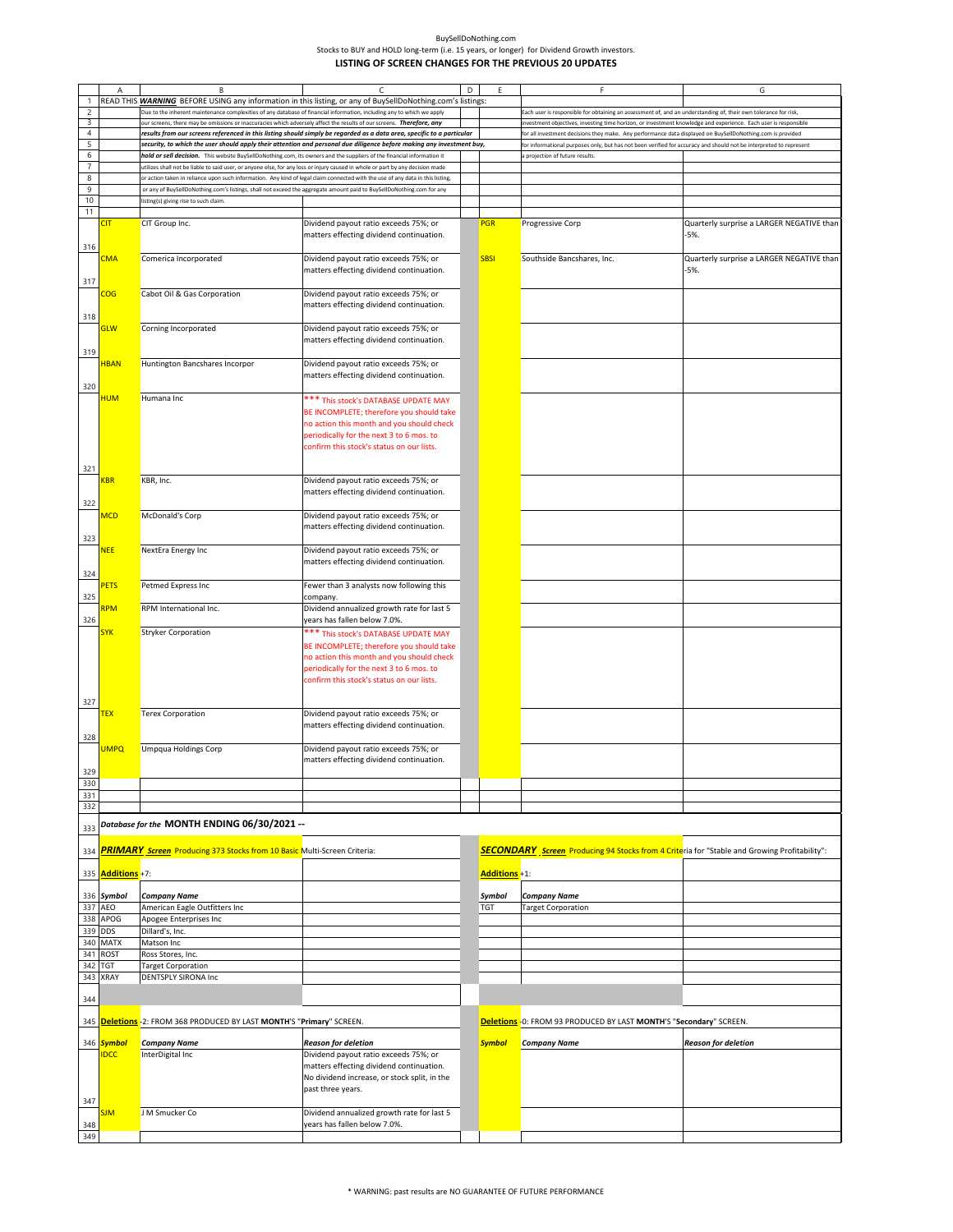BuySellDoNothing.com

Stocks to BUY and HOLD long-term (i.e. 15 years, or longer) for Dividend Growth investors.

## LISTING OF SCREEN CHANGES FOR THE PREVIOUS 20 UPDATES

READ THIS ***WARNING*** BEFORE USING any information in this listing, or any of BuySellDoNothing.com's listings:

Due to the inherent maintenance complexities of any database of financial information, including any to which we apply our screens, there may be omissions or inaccuracies which adversely affect the results of our screens. ***Therefore, any results from our screens referenced in this listing should simply be regarded as a data area, specific to a particular security, to which the user should apply their attention and personal due diligence before making any investment buy, hold or sell decision.*** This website BuySellDoNothing.com, its owners and the suppliers of the financial information it utilizes shall not be liable to said user, or anyone else, for any loss or injury caused in whole or part by any decision made or action taken in reliance upon such information. Any kind of legal claim connected with the use of any data in this listing, or any of BuySellDoNothing.com's listings, shall not exceed the aggregate amount paid to BuySellDoNothing.com for any listing(s) giving rise to such claim.

Each user is responsible for obtaining an assessment of, and an understanding of, their own tolerance for risk, investment objectives, investing time horizon, or investment knowledge and experience. Each user is responsible for all investment decisions they make. Any performance data displayed on BuySellDoNothing.com is provided for informational purposes only, but has not been verified for accuracy and should not be interpreted to represent a projection of future results.

| Symbol | Company Name | Reason for deletion | Symbol | Company Name | Reason for deletion |
|---|---|---|---|---|---|
| CIT | CIT Group Inc. | Dividend payout ratio exceeds 75%; or matters effecting dividend continuation. | PGR | Progressive Corp | Quarterly surprise a LARGER NEGATIVE than -5%. |
| CMA | Comerica Incorporated | Dividend payout ratio exceeds 75%; or matters effecting dividend continuation. | SBSI | Southside Bancshares, Inc. | Quarterly surprise a LARGER NEGATIVE than -5%. |
| COG | Cabot Oil & Gas Corporation | Dividend payout ratio exceeds 75%; or matters effecting dividend continuation. | | | |
| GLW | Corning Incorporated | Dividend payout ratio exceeds 75%; or matters effecting dividend continuation. | | | |
| HBAN | Huntington Bancshares Incorpor | Dividend payout ratio exceeds 75%; or matters effecting dividend continuation. | | | |
| HUM | Humana Inc | *** This stock's DATABASE UPDATE MAY BE INCOMPLETE; therefore you should take no action this month and you should check periodically for the next 3 to 6 mos. to confirm this stock's status on our lists. | | | |
| KBR | KBR, Inc. | Dividend payout ratio exceeds 75%; or matters effecting dividend continuation. | | | |
| MCD | McDonald's Corp | Dividend payout ratio exceeds 75%; or matters effecting dividend continuation. | | | |
| NEE | NextEra Energy Inc | Dividend payout ratio exceeds 75%; or matters effecting dividend continuation. | | | |
| PETS | Petmed Express Inc | Fewer than 3 analysts now following this company. | | | |
| RPM | RPM International Inc. | Dividend annualized growth rate for last 5 years has fallen below 7.0%. | | | |
| SYK | Stryker Corporation | *** This stock's DATABASE UPDATE MAY BE INCOMPLETE; therefore you should take no action this month and you should check periodically for the next 3 to 6 mos. to confirm this stock's status on our lists. | | | |
| TEX | Terex Corporation | Dividend payout ratio exceeds 75%; or matters effecting dividend continuation. | | | |
| UMPQ | Umpqua Holdings Corp | Dividend payout ratio exceeds 75%; or matters effecting dividend continuation. | | | |

### *Database for the* MONTH ENDING 06/30/2021 --

***PRIMARY*** ***Screen*** Producing 373 Stocks from 10 Basic Multi-Screen Criteria:

**Additions** +7:

| *Symbol* | *Company Name* |
|---|---|
| AEO | American Eagle Outfitters Inc |
| APOG | Apogee Enterprises Inc |
| DDS | Dillard's, Inc. |
| MATX | Matson Inc |
| ROST | Ross Stores, Inc. |
| TGT | Target Corporation |
| XRAY | DENTSPLY SIRONA Inc |

***SECONDARY*** ***Screen*** Producing 94 Stocks from 4 Criteria for "Stable and Growing Profitability":

**Additions** +1:

| *Symbol* | *Company Name* |
|---|---|
| TGT | Target Corporation |

**Deletions** -2: FROM 368 PRODUCED BY LAST **MONTH'S** "**Primary**" SCREEN.

| *Symbol* | *Company Name* | *Reason for deletion* |
|---|---|---|
| IDCC | InterDigital Inc | Dividend payout ratio exceeds 75%; or matters effecting dividend continuation. No dividend increase, or stock split, in the past three years. |
| SJM | J M Smucker Co | Dividend annualized growth rate for last 5 years has fallen below 7.0%. |

**Deletions** -0: FROM 93 PRODUCED BY LAST **MONTH'S** "**Secondary**" SCREEN.

| *Symbol* | *Company Name* | *Reason for deletion* |
|---|---|---|
| | | |

\* WARNING: past results are NO GUARANTEE OF FUTURE PERFORMANCE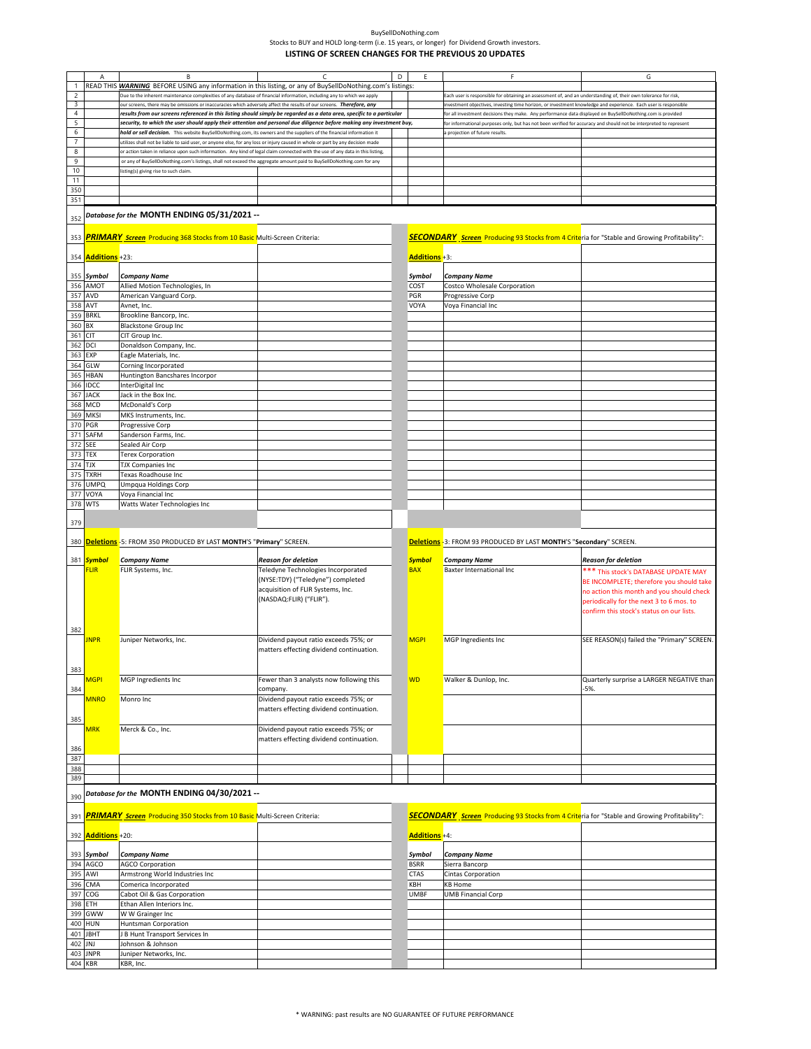BuySellDoNothing.com

Stocks to BUY and HOLD long-term (i.e. 15 years, or longer) for Dividend Growth investors.

**LISTING OF SCREEN CHANGES FOR THE PREVIOUS 20 UPDATES**

READ THIS ***WARNING*** BEFORE USING any information in this listing, or any of BuySellDoNothing.com's listings:

Due to the inherent maintenance complexities of any database of financial information, including any to which we apply our screens, there may be omissions or inaccuracies which adversely affect the results of our screens. ***Therefore, any results from our screens referenced in this listing should simply be regarded as a data area, specific to a particular security, to which the user should apply their attention and personal due diligence before making any investment buy, hold or sell decision.*** This website BuySellDoNothing.com, its owners and the suppliers of the financial information it utilizes shall not be liable to said user, or anyone else, for any loss or injury caused in whole or part by any decision made or action taken in reliance upon such information. Any kind of legal claim connected with the use of any data in this listing, or any of BuySellDoNothing.com's listings, shall not exceed the aggregate amount paid to BuySellDoNothing.com for any listing(s) giving rise to such claim.

Each user is responsible for obtaining an assessment of, and an understanding of, their own tolerance for risk, investment objectives, investing time horizon, or investment knowledge and experience. Each user is responsible for all investment decisions they make. Any performance data displayed on BuySellDoNothing.com is provided for informational purposes only, but has not been verified for accuracy and should not be interpreted to represent a projection of future results.

## *Database for the* MONTH ENDING 05/31/2021 --

***PRIMARY Screen*** Producing 368 Stocks from 10 Basic Multi-Screen Criteria:

**Additions** +23:

| *Symbol* | *Company Name* |
|---|---|
| AMOT | Allied Motion Technologies, In |
| AVD | American Vanguard Corp. |
| AVT | Avnet, Inc. |
| BRKL | Brookline Bancorp, Inc. |
| BX | Blackstone Group Inc |
| CIT | CIT Group Inc. |
| DCI | Donaldson Company, Inc. |
| EXP | Eagle Materials, Inc. |
| GLW | Corning Incorporated |
| HBAN | Huntington Bancshares Incorpor |
| IDCC | InterDigital Inc |
| JACK | Jack in the Box Inc. |
| MCD | McDonald's Corp |
| MKSI | MKS Instruments, Inc. |
| PGR | Progressive Corp |
| SAFM | Sanderson Farms, Inc. |
| SEE | Sealed Air Corp |
| TEX | Terex Corporation |
| TJX | TJX Companies Inc |
| TXRH | Texas Roadhouse Inc |
| UMPQ | Umpqua Holdings Corp |
| VOYA | Voya Financial Inc |
| WTS | Watts Water Technologies Inc |

**Deletions** -5: FROM 350 PRODUCED BY LAST **MONTH**'S "**Primary**" SCREEN.

| *Symbol* | *Company Name* | *Reason for deletion* |
|---|---|---|
| FLIR | FLIR Systems, Inc. | Teledyne Technologies Incorporated (NYSE:TDY) ("Teledyne") completed acquisition of FLIR Systems, Inc. (NASDAQ:FLIR) ("FLIR"). |
| JNPR | Juniper Networks, Inc. | Dividend payout ratio exceeds 75%; or matters effecting dividend continuation. |
| MGPI | MGP Ingredients Inc | Fewer than 3 analysts now following this company. |
| MNRO | Monro Inc | Dividend payout ratio exceeds 75%; or matters effecting dividend continuation. |
| MRK | Merck & Co., Inc. | Dividend payout ratio exceeds 75%; or matters effecting dividend continuation. |

***SECONDARY Screen*** Producing 93 Stocks from 4 Criteria for "Stable and Growing Profitability":

**Additions** +3:

| *Symbol* | *Company Name* |
|---|---|
| COST | Costco Wholesale Corporation |
| PGR | Progressive Corp |
| VOYA | Voya Financial Inc |

**Deletions** -3: FROM 93 PRODUCED BY LAST **MONTH**'S "**Secondary**" SCREEN.

| *Symbol* | *Company Name* | *Reason for deletion* |
|---|---|---|
| BAX | Baxter International Inc | *** This stock's DATABASE UPDATE MAY BE INCOMPLETE; therefore you should take no action this month and you should check periodically for the next 3 to 6 mos. to confirm this stock's status on our lists. |
| MGPI | MGP Ingredients Inc | SEE REASON(s) failed the "Primary" SCREEN. |
| WD | Walker & Dunlop, Inc. | Quarterly surprise a LARGER NEGATIVE than -5%. |

## *Database for the* MONTH ENDING 04/30/2021 --

***PRIMARY Screen*** Producing 350 Stocks from 10 Basic Multi-Screen Criteria:

**Additions** +20:

| *Symbol* | *Company Name* |
|---|---|
| AGCO | AGCO Corporation |
| AWI | Armstrong World Industries Inc |
| CMA | Comerica Incorporated |
| COG | Cabot Oil & Gas Corporation |
| ETH | Ethan Allen Interiors Inc. |
| GWW | W W Grainger Inc |
| HUN | Huntsman Corporation |
| JBHT | J B Hunt Transport Services In |
| JNJ | Johnson & Johnson |
| JNPR | Juniper Networks, Inc. |
| KBR | KBR, Inc. |

***SECONDARY Screen*** Producing 93 Stocks from 4 Criteria for "Stable and Growing Profitability":

**Additions** +4:

| *Symbol* | *Company Name* |
|---|---|
| BSRR | Sierra Bancorp |
| CTAS | Cintas Corporation |
| KBH | KB Home |
| UMBF | UMB Financial Corp |

\* WARNING: past results are NO GUARANTEE OF FUTURE PERFORMANCE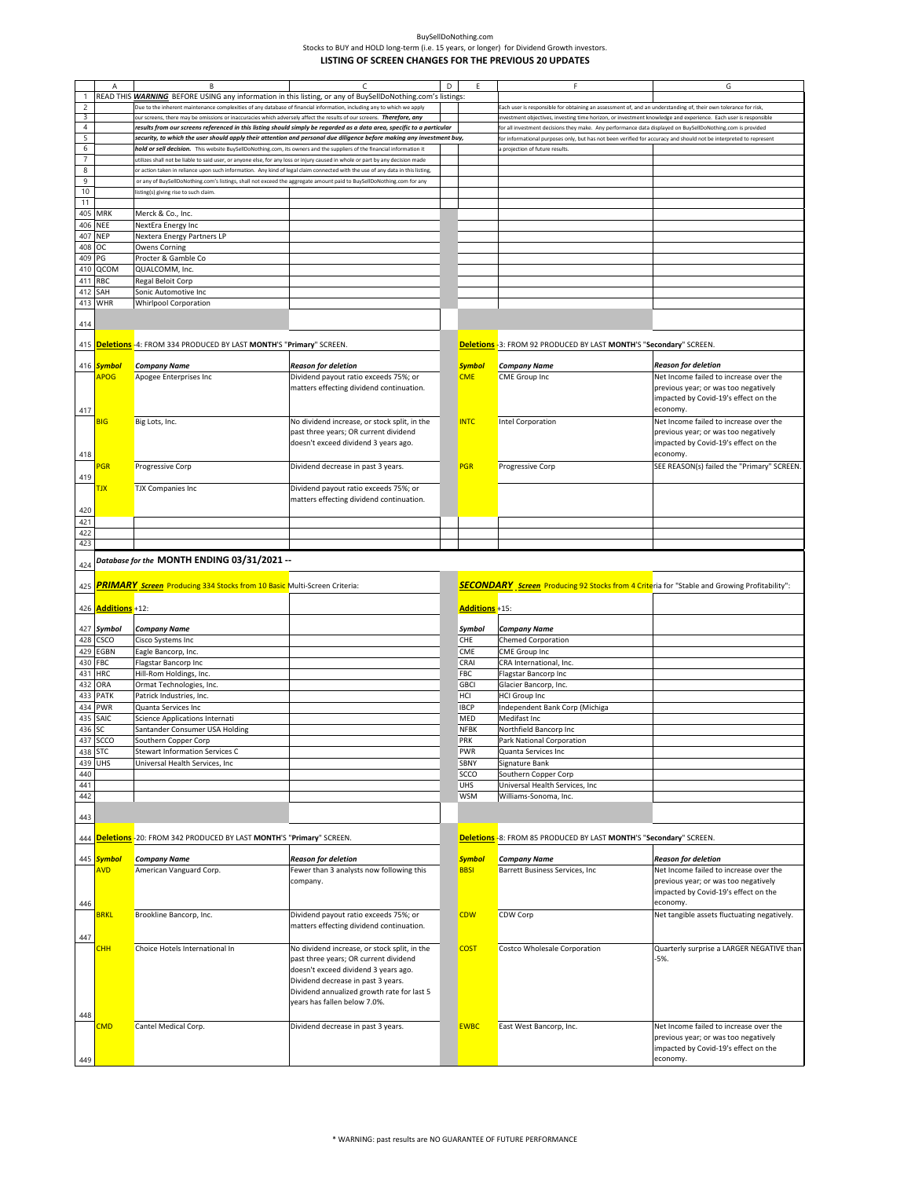BuySellDoNothing.com

Stocks to BUY and HOLD long-term (i.e. 15 years, or longer) for Dividend Growth investors.

**LISTING OF SCREEN CHANGES FOR THE PREVIOUS 20 UPDATES**

READ THIS ***WARNING*** BEFORE USING any information in this listing, or any of BuySellDoNothing.com's listings:

Due to the inherent maintenance complexities of any database of financial information, including any to which we apply our screens, there may be omissions or inaccuracies which adversely affect the results of our screens. ***Therefore, any results from our screens referenced in this listing should simply be regarded as a data area, specific to a particular security, to which the user should apply their attention and personal due diligence before making any investment buy, hold or sell decision.*** This website BuySellDoNothing.com, its owners and the suppliers of the financial information it utilizes shall not be liable to said user, or anyone else, for any loss or injury caused in whole or part by any decision made or action taken in reliance upon such information. Any kind of legal claim connected with the use of any data in this listing, or any of BuySellDoNothing.com's listings, shall not exceed the aggregate amount paid to BuySellDoNothing.com for any listing(s) giving rise to such claim.

Each user is responsible for obtaining an assessment of, and an understanding of, their own tolerance for risk, investment objectives, investing time horizon, or investment knowledge and experience. Each user is responsible for all investment decisions they make. Any performance data displayed on BuySellDoNothing.com is provided for informational purposes only, but has not been verified for accuracy and should not be interpreted to represent a projection of future results.

| Symbol | Company Name |
|---|---|
| MRK | Merck & Co., Inc. |
| NEE | NextEra Energy Inc |
| NEP | Nextera Energy Partners LP |
| OC | Owens Corning |
| PG | Procter & Gamble Co |
| QCOM | QUALCOMM, Inc. |
| RBC | Regal Beloit Corp |
| SAH | Sonic Automotive Inc |
| WHR | Whirlpool Corporation |

**Deletions** -4: FROM 334 PRODUCED BY LAST **MONTH'S "Primary"** SCREEN.

| *Symbol* | *Company Name* | *Reason for deletion* |
|---|---|---|
| APOG | Apogee Enterprises Inc | Dividend payout ratio exceeds 75%; or matters effecting dividend continuation. |
| BIG | Big Lots, Inc. | No dividend increase, or stock split, in the past three years; OR current dividend doesn't exceed dividend 3 years ago. |
| PGR | Progressive Corp | Dividend decrease in past 3 years. |
| TJX | TJX Companies Inc | Dividend payout ratio exceeds 75%; or matters effecting dividend continuation. |

**Deletions** -3: FROM 92 PRODUCED BY LAST **MONTH'S "Secondary"** SCREEN.

| *Symbol* | *Company Name* | *Reason for deletion* |
|---|---|---|
| CME | CME Group Inc | Net Income failed to increase over the previous year; or was too negatively impacted by Covid-19's effect on the economy. |
| INTC | Intel Corporation | Net Income failed to increase over the previous year; or was too negatively impacted by Covid-19's effect on the economy. |
| PGR | Progressive Corp | SEE REASON(s) failed the "Primary" SCREEN. |

## *Database for the* MONTH ENDING 03/31/2021 --

***PRIMARY*** ***Screen*** Producing 334 Stocks from 10 Basic Multi-Screen Criteria:

**Additions** +12:

| *Symbol* | *Company Name* |
|---|---|
| CSCO | Cisco Systems Inc |
| EGBN | Eagle Bancorp, Inc. |
| FBC | Flagstar Bancorp Inc |
| HRC | Hill-Rom Holdings, Inc. |
| ORA | Ormat Technologies, Inc. |
| PATK | Patrick Industries, Inc. |
| PWR | Quanta Services Inc |
| SAIC | Science Applications Internati |
| SC | Santander Consumer USA Holding |
| SCCO | Southern Copper Corp |
| STC | Stewart Information Services C |
| UHS | Universal Health Services, Inc |

***SECONDARY*** ***Screen*** Producing 92 Stocks from 4 Criteria for "Stable and Growing Profitability":

**Additions** +15:

| *Symbol* | *Company Name* |
|---|---|
| CHE | Chemed Corporation |
| CME | CME Group Inc |
| CRAI | CRA International, Inc. |
| FBC | Flagstar Bancorp Inc |
| GBCI | Glacier Bancorp, Inc. |
| HCI | HCI Group Inc |
| IBCP | Independent Bank Corp (Michiga |
| MED | Medifast Inc |
| NFBK | Northfield Bancorp Inc |
| PRK | Park National Corporation |
| PWR | Quanta Services Inc |
| SBNY | Signature Bank |
| SCCO | Southern Copper Corp |
| UHS | Universal Health Services, Inc |
| WSM | Williams-Sonoma, Inc. |

**Deletions** -20: FROM 342 PRODUCED BY LAST **MONTH'S "Primary"** SCREEN.

| *Symbol* | *Company Name* | *Reason for deletion* |
|---|---|---|
| AVD | American Vanguard Corp. | Fewer than 3 analysts now following this company. |
| BRKL | Brookline Bancorp, Inc. | Dividend payout ratio exceeds 75%; or matters effecting dividend continuation. |
| CHH | Choice Hotels International In | No dividend increase, or stock split, in the past three years; OR current dividend doesn't exceed dividend 3 years ago. Dividend decrease in past 3 years. Dividend annualized growth rate for last 5 years has fallen below 7.0%. |
| CMD | Cantel Medical Corp. | Dividend decrease in past 3 years. |

**Deletions** -8: FROM 85 PRODUCED BY LAST **MONTH'S "Secondary"** SCREEN.

| *Symbol* | *Company Name* | *Reason for deletion* |
|---|---|---|
| BBSI | Barrett Business Services, Inc | Net Income failed to increase over the previous year; or was too negatively impacted by Covid-19's effect on the economy. |
| CDW | CDW Corp | Net tangible assets fluctuating negatively. |
| COST | Costco Wholesale Corporation | Quarterly surprise a LARGER NEGATIVE than -5%. |
| EWBC | East West Bancorp, Inc. | Net Income failed to increase over the previous year; or was too negatively impacted by Covid-19's effect on the economy. |

\* WARNING: past results are NO GUARANTEE OF FUTURE PERFORMANCE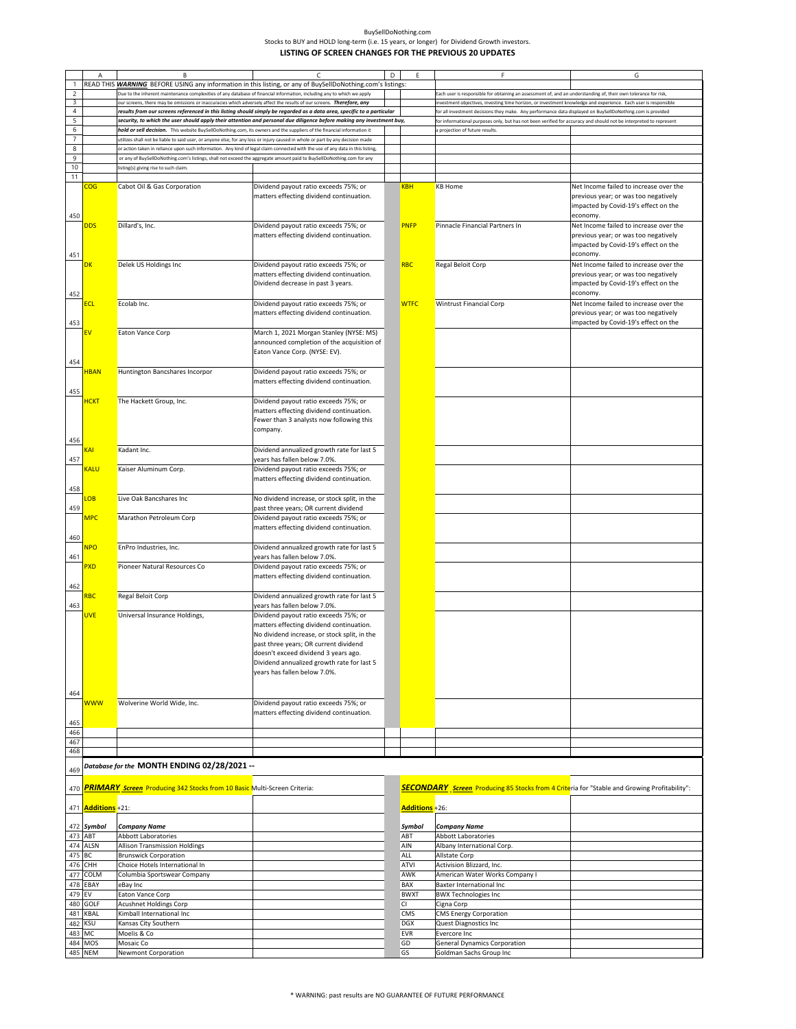BuySellDoNothing.com

Stocks to BUY and HOLD long-term (i.e. 15 years, or longer) for Dividend Growth investors.

## LISTING OF SCREEN CHANGES FOR THE PREVIOUS 20 UPDATES

READ THIS ***WARNING*** BEFORE USING any information in this listing, or any of BuySellDoNothing.com's listings:

Due to the inherent maintenance complexities of any database of financial information, including any to which we apply our screens, there may be omissions or inaccuracies which adversely affect the results of our screens. ***Therefore, any results from our screens referenced in this listing should simply be regarded as a data area, specific to a particular security, to which the user should apply their attention and personal due diligence before making any investment buy, hold or sell decision.*** This website BuySellDoNothing.com, its owners and the suppliers of the financial information it utilizes shall not be liable to said user, or anyone else, for any loss or injury caused in whole or part by any decision made or action taken in reliance upon such information. Any kind of legal claim connected with the use of any data in this listing, or any of BuySellDoNothing.com's listings, shall not exceed the aggregate amount paid to BuySellDoNothing.com for any listing(s) giving rise to such claim.

Each user is responsible for obtaining an assessment of, and an understanding of, their own tolerance for risk, investment objectives, investing time horizon, or investment knowledge and experience. Each user is responsible for all investment decisions they make. Any performance data displayed on BuySellDoNothing.com is provided for informational purposes only, but has not been verified for accuracy and should not be interpreted to represent a projection of future results.

| Symbol | Company Name | Reason | Symbol | Company Name | Reason |
|---|---|---|---|---|---|
| COG | Cabot Oil & Gas Corporation | Dividend payout ratio exceeds 75%; or matters effecting dividend continuation. | KBH | KB Home | Net Income failed to increase over the previous year; or was too negatively impacted by Covid-19's effect on the economy. |
| DDS | Dillard's, Inc. | Dividend payout ratio exceeds 75%; or matters effecting dividend continuation. | PNFP | Pinnacle Financial Partners In | Net Income failed to increase over the previous year; or was too negatively impacted by Covid-19's effect on the economy. |
| DK | Delek US Holdings Inc | Dividend payout ratio exceeds 75%; or matters effecting dividend continuation. Dividend decrease in past 3 years. | RBC | Regal Beloit Corp | Net Income failed to increase over the previous year; or was too negatively impacted by Covid-19's effect on the economy. |
| ECL | Ecolab Inc. | Dividend payout ratio exceeds 75%; or matters effecting dividend continuation. | WTFC | Wintrust Financial Corp | Net Income failed to increase over the previous year; or was too negatively impacted by Covid-19's effect on the |
| EV | Eaton Vance Corp | March 1, 2021 Morgan Stanley (NYSE: MS) announced completion of the acquisition of Eaton Vance Corp. (NYSE: EV). | | | |
| HBAN | Huntington Bancshares Incorpor | Dividend payout ratio exceeds 75%; or matters effecting dividend continuation. | | | |
| HCKT | The Hackett Group, Inc. | Dividend payout ratio exceeds 75%; or matters effecting dividend continuation. Fewer than 3 analysts now following this company. | | | |
| KAI | Kadant Inc. | Dividend annualized growth rate for last 5 years has fallen below 7.0%. | | | |
| KALU | Kaiser Aluminum Corp. | Dividend payout ratio exceeds 75%; or matters effecting dividend continuation. | | | |
| LOB | Live Oak Bancshares Inc | No dividend increase, or stock split, in the past three years; OR current dividend | | | |
| MPC | Marathon Petroleum Corp | Dividend payout ratio exceeds 75%; or matters effecting dividend continuation. | | | |
| NPO | EnPro Industries, Inc. | Dividend annualized growth rate for last 5 years has fallen below 7.0%. | | | |
| PXD | Pioneer Natural Resources Co | Dividend payout ratio exceeds 75%; or matters effecting dividend continuation. | | | |
| RBC | Regal Beloit Corp | Dividend annualized growth rate for last 5 years has fallen below 7.0%. | | | |
| UVE | Universal Insurance Holdings, | Dividend payout ratio exceeds 75%; or matters effecting dividend continuation. No dividend increase, or stock split, in the past three years; OR current dividend doesn't exceed dividend 3 years ago. Dividend annualized growth rate for last 5 years has fallen below 7.0%. | | | |
| WWW | Wolverine World Wide, Inc. | Dividend payout ratio exceeds 75%; or matters effecting dividend continuation. | | | |

### *Database for the* MONTH ENDING 02/28/2021 --

***PRIMARY Screen*** Producing 342 Stocks from 10 Basic Multi-Screen Criteria:

***SECONDARY Screen*** Producing 85 Stocks from 4 Criteria for "Stable and Growing Profitability":

| Additions +21: | | | Additions +26: | | |
|---|---|---|---|---|---|
| ***Symbol*** | ***Company Name*** | | ***Symbol*** | ***Company Name*** | |
| ABT | Abbott Laboratories | | ABT | Abbott Laboratories | |
| ALSN | Allison Transmission Holdings | | AIN | Albany International Corp. | |
| BC | Brunswick Corporation | | ALL | Allstate Corp | |
| CHH | Choice Hotels International In | | ATVI | Activision Blizzard, Inc. | |
| COLM | Columbia Sportswear Company | | AWK | American Water Works Company I | |
| EBAY | eBay Inc | | BAX | Baxter International Inc | |
| EV | Eaton Vance Corp | | BWXT | BWX Technologies Inc | |
| GOLF | Acushnet Holdings Corp | | CI | Cigna Corp | |
| KBAL | Kimball International Inc | | CMS | CMS Energy Corporation | |
| KSU | Kansas City Southern | | DGX | Quest Diagnostics Inc | |
| MC | Moelis & Co | | EVR | Evercore Inc | |
| MOS | Mosaic Co | | GD | General Dynamics Corporation | |
| NEM | Newmont Corporation | | GS | Goldman Sachs Group Inc | |

\* WARNING: past results are NO GUARANTEE OF FUTURE PERFORMANCE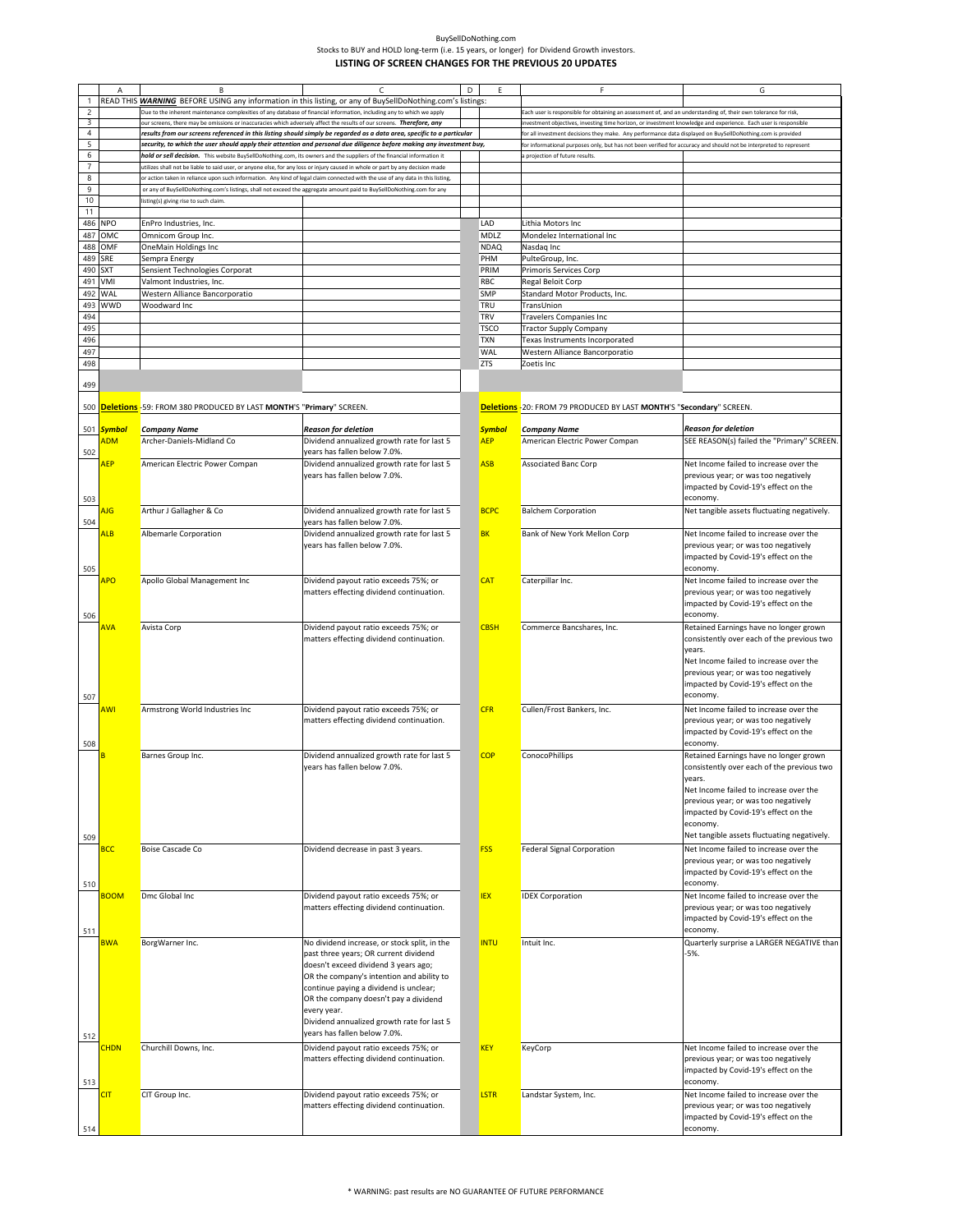BuySellDoNothing.com

Stocks to BUY and HOLD long-term (i.e. 15 years, or longer) for Dividend Growth investors.

**LISTING OF SCREEN CHANGES FOR THE PREVIOUS 20 UPDATES**

| | A | B | C | D | E | F | G |
|---|---|---|---|---|---|---|---|
| 1 | READ THIS ***WARNING*** BEFORE USING any information in this listing, or any of BuySellDoNothing.com's listings: | | | | | | |
| 2 | | Due to the inherent maintenance complexities of any database of financial information, including any to which we apply | | | | Each user is responsible for obtaining an assessment of, and an understanding of, their own tolerance for risk, | |
| 3 | | our screens, there may be omissions or inaccuracies which adversely affect the results of our screens. *Therefore, any* | | | | investment objectives, investing time horizon, or investment knowledge and experience. Each user is responsible | |
| 4 | | *results from our screens referenced in this listing should simply be regarded as a data area, specific to a particular* | | | | for all investment decisions they make. Any performance data displayed on BuySellDoNothing.com is provided | |
| 5 | | *security, to which the user should apply their attention and personal due diligence before making any investment buy,* | | | | for informational purposes only, but has not been verified for accuracy and should not be interpreted to represent | |
| 6 | | *hold or sell decision.* This website BuySellDoNothing.com, its owners and the suppliers of the financial information it | | | | a projection of future results. | |
| 7 | | utilizes shall not be liable to said user, or anyone else, for any loss or injury caused in whole or part by any decision made | | | | | |
| 8 | | or action taken in reliance upon such information. Any kind of legal claim connected with the use of any data in this listing, | | | | | |
| 9 | | or any of BuySellDoNothing.com's listings, shall not exceed the aggregate amount paid to BuySellDoNothing.com for any | | | | | |
| 10 | | listing(s) giving rise to such claim. | | | | | |
| 11 | | | | | | | |
| 486 | NPO | EnPro Industries, Inc. | | | LAD | Lithia Motors Inc | |
| 487 | OMC | Omnicom Group Inc. | | | MDLZ | Mondelez International Inc | |
| 488 | OMF | OneMain Holdings Inc | | | NDAQ | Nasdaq Inc | |
| 489 | SRE | Sempra Energy | | | PHM | PulteGroup, Inc. | |
| 490 | SXT | Sensient Technologies Corporat | | | PRIM | Primoris Services Corp | |
| 491 | VMI | Valmont Industries, Inc. | | | RBC | Regal Beloit Corp | |
| 492 | WAL | Western Alliance Bancorporatio | | | SMP | Standard Motor Products, Inc. | |
| 493 | WWD | Woodward Inc | | | TRU | TransUnion | |
| 494 | | | | | TRV | Travelers Companies Inc | |
| 495 | | | | | TSCO | Tractor Supply Company | |
| 496 | | | | | TXN | Texas Instruments Incorporated | |
| 497 | | | | | WAL | Western Alliance Bancorporatio | |
| 498 | | | | | ZTS | Zoetis Inc | |
| 499 | | | | | | | |
| 500 | **Deletions** -59: FROM 380 PRODUCED BY LAST **MONTH**'S "**Primary**" SCREEN. | | | | **Deletions** -20: FROM 79 PRODUCED BY LAST **MONTH**'S "**Secondary**" SCREEN. | | |
| 501 | ***Symbol*** | ***Company Name*** | ***Reason for deletion*** | | ***Symbol*** | ***Company Name*** | ***Reason for deletion*** |
| 502 | ADM | Archer-Daniels-Midland Co | Dividend annualized growth rate for last 5 years has fallen below 7.0%. | | AEP | American Electric Power Compan | SEE REASON(s) failed the "Primary" SCREEN. |
| 503 | AEP | American Electric Power Compan | Dividend annualized growth rate for last 5 years has fallen below 7.0%. | | ASB | Associated Banc Corp | Net Income failed to increase over the previous year; or was too negatively impacted by Covid-19's effect on the economy. |
| 504 | AJG | Arthur J Gallagher & Co | Dividend annualized growth rate for last 5 years has fallen below 7.0%. | | BCPC | Balchem Corporation | Net tangible assets fluctuating negatively. |
| 505 | ALB | Albemarle Corporation | Dividend annualized growth rate for last 5 years has fallen below 7.0%. | | BK | Bank of New York Mellon Corp | Net Income failed to increase over the previous year; or was too negatively impacted by Covid-19's effect on the economy. |
| 506 | APO | Apollo Global Management Inc | Dividend payout ratio exceeds 75%; or matters effecting dividend continuation. | | CAT | Caterpillar Inc. | Net Income failed to increase over the previous year; or was too negatively impacted by Covid-19's effect on the economy. |
| 507 | AVA | Avista Corp | Dividend payout ratio exceeds 75%; or matters effecting dividend continuation. | | CBSH | Commerce Bancshares, Inc. | Retained Earnings have no longer grown consistently over each of the previous two years. Net Income failed to increase over the previous year; or was too negatively impacted by Covid-19's effect on the economy. |
| 508 | AWI | Armstrong World Industries Inc | Dividend payout ratio exceeds 75%; or matters effecting dividend continuation. | | CFR | Cullen/Frost Bankers, Inc. | Net Income failed to increase over the previous year; or was too negatively impacted by Covid-19's effect on the economy. |
| 509 | B | Barnes Group Inc. | Dividend annualized growth rate for last 5 years has fallen below 7.0%. | | COP | ConocoPhillips | Retained Earnings have no longer grown consistently over each of the previous two years. Net Income failed to increase over the previous year; or was too negatively impacted by Covid-19's effect on the economy. Net tangible assets fluctuating negatively. |
| 510 | BCC | Boise Cascade Co | Dividend decrease in past 3 years. | | FSS | Federal Signal Corporation | Net Income failed to increase over the previous year; or was too negatively impacted by Covid-19's effect on the economy. |
| 511 | BOOM | Dmc Global Inc | Dividend payout ratio exceeds 75%; or matters effecting dividend continuation. | | IEX | IDEX Corporation | Net Income failed to increase over the previous year; or was too negatively impacted by Covid-19's effect on the economy. |
| 512 | BWA | BorgWarner Inc. | No dividend increase, or stock split, in the past three years; OR current dividend doesn't exceed dividend 3 years ago; OR the company's intention and ability to continue paying a dividend is unclear; OR the company doesn't pay a dividend every year. Dividend annualized growth rate for last 5 years has fallen below 7.0%. | | INTU | Intuit Inc. | Quarterly surprise a LARGER NEGATIVE than -5%. |
| 513 | CHDN | Churchill Downs, Inc. | Dividend payout ratio exceeds 75%; or matters effecting dividend continuation. | | KEY | KeyCorp | Net Income failed to increase over the previous year; or was too negatively impacted by Covid-19's effect on the economy. |
| 514 | CIT | CIT Group Inc. | Dividend payout ratio exceeds 75%; or matters effecting dividend continuation. | | LSTR | Landstar System, Inc. | Net Income failed to increase over the previous year; or was too negatively impacted by Covid-19's effect on the economy. |

\* WARNING: past results are NO GUARANTEE OF FUTURE PERFORMANCE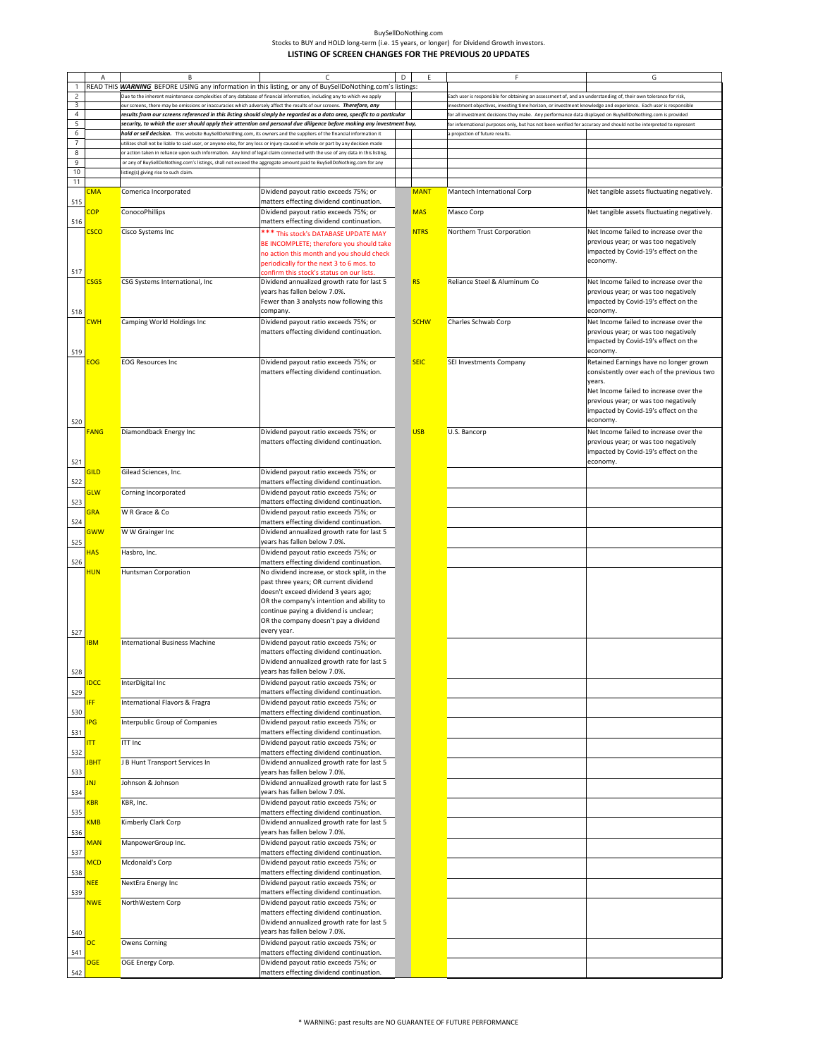BuySellDoNothing.com

Stocks to BUY and HOLD long-term (i.e. 15 years, or longer) for Dividend Growth investors.

## LISTING OF SCREEN CHANGES FOR THE PREVIOUS 20 UPDATES

| | A | B | C | D | E | F | G |
|---|---|---|---|---|---|---|---|
| 1 | READ THIS ***WARNING*** BEFORE USING any information in this listing, or any of BuySellDoNothing.com's listings: | | | | | | |
| 2 | | Due to the inherent maintenance complexities of any database of financial information, including any to which we apply | | | | Each user is responsible for obtaining an assessment of, and an understanding of, their own tolerance for risk, | |
| 3 | | our screens, there may be omissions or inaccuracies which adversely affect the results of our screens. ***Therefore, any*** | | | | investment objectives, investing time horizon, or investment knowledge and experience. Each user is responsible | |
| 4 | | ***results from our screens referenced in this listing should simply be regarded as a data area, specific to a particular*** | | | | for all investment decisions they make. Any performance data displayed on BuySellDoNothing.com is provided | |
| 5 | | ***security, to which the user should apply their attention and personal due diligence before making any investment buy,*** | | | | for informational purposes only, but has not been verified for accuracy and should not be interpreted to represent | |
| 6 | | ***hold or sell decision.*** This website BuySellDoNothing.com, its owners and the suppliers of the financial information it | | | | a projection of future results. | |
| 7 | | utilizes shall not be liable to said user, or anyone else, for any loss or injury caused in whole or part by any decision made | | | | | |
| 8 | | or action taken in reliance upon such information. Any kind of legal claim connected with the use of any data in this listing, | | | | | |
| 9 | | or any of BuySellDoNothing.com's listings, shall not exceed the aggregate amount paid to BuySellDoNothing.com for any | | | | | |
| 10 | | listing(s) giving rise to such claim. | | | | | |
| 11 | | | | | | | |
| 515 | CMA | Comerica Incorporated | Dividend payout ratio exceeds 75%; or matters effecting dividend continuation. | | MANT | Mantech International Corp | Net tangible assets fluctuating negatively. |
| 516 | COP | ConocoPhillips | Dividend payout ratio exceeds 75%; or matters effecting dividend continuation. | | MAS | Masco Corp | Net tangible assets fluctuating negatively. |
| 517 | CSCO | Cisco Systems Inc | *** This stock's DATABASE UPDATE MAY BE INCOMPLETE; therefore you should take no action this month and you should check periodically for the next 3 to 6 mos. to confirm this stock's status on our lists. | | NTRS | Northern Trust Corporation | Net Income failed to increase over the previous year; or was too negatively impacted by Covid-19's effect on the economy. |
| 518 | CSGS | CSG Systems International, Inc | Dividend annualized growth rate for last 5 years has fallen below 7.0%. Fewer than 3 analysts now following this company. | | RS | Reliance Steel & Aluminum Co | Net Income failed to increase over the previous year; or was too negatively impacted by Covid-19's effect on the economy. |
| 519 | CWH | Camping World Holdings Inc | Dividend payout ratio exceeds 75%; or matters effecting dividend continuation. | | SCHW | Charles Schwab Corp | Net Income failed to increase over the previous year; or was too negatively impacted by Covid-19's effect on the economy. |
| 520 | EOG | EOG Resources Inc | Dividend payout ratio exceeds 75%; or matters effecting dividend continuation. | | SEIC | SEI Investments Company | Retained Earnings have no longer grown consistently over each of the previous two years. Net Income failed to increase over the previous year; or was too negatively impacted by Covid-19's effect on the economy. |
| 521 | FANG | Diamondback Energy Inc | Dividend payout ratio exceeds 75%; or matters effecting dividend continuation. | | USB | U.S. Bancorp | Net Income failed to increase over the previous year; or was too negatively impacted by Covid-19's effect on the economy. |
| 522 | GILD | Gilead Sciences, Inc. | Dividend payout ratio exceeds 75%; or matters effecting dividend continuation. | | | | |
| 523 | GLW | Corning Incorporated | Dividend payout ratio exceeds 75%; or matters effecting dividend continuation. | | | | |
| 524 | GRA | W R Grace & Co | Dividend payout ratio exceeds 75%; or matters effecting dividend continuation. | | | | |
| 525 | GWW | W W Grainger Inc | Dividend annualized growth rate for last 5 years has fallen below 7.0%. | | | | |
| 526 | HAS | Hasbro, Inc. | Dividend payout ratio exceeds 75%; or matters effecting dividend continuation. | | | | |
| 527 | HUN | Huntsman Corporation | No dividend increase, or stock split, in the past three years; OR current dividend doesn't exceed dividend 3 years ago; OR the company's intention and ability to continue paying a dividend is unclear; OR the company doesn't pay a dividend every year. | | | | |
| 528 | IBM | International Business Machine | Dividend payout ratio exceeds 75%; or matters effecting dividend continuation. Dividend annualized growth rate for last 5 years has fallen below 7.0%. | | | | |
| 529 | IDCC | InterDigital Inc | Dividend payout ratio exceeds 75%; or matters effecting dividend continuation. | | | | |
| 530 | IFF | International Flavors & Fragra | Dividend payout ratio exceeds 75%; or matters effecting dividend continuation. | | | | |
| 531 | IPG | Interpublic Group of Companies | Dividend payout ratio exceeds 75%; or matters effecting dividend continuation. | | | | |
| 532 | ITT | ITT Inc | Dividend payout ratio exceeds 75%; or matters effecting dividend continuation. | | | | |
| 533 | JBHT | J B Hunt Transport Services In | Dividend annualized growth rate for last 5 years has fallen below 7.0%. | | | | |
| 534 | JNJ | Johnson & Johnson | Dividend annualized growth rate for last 5 years has fallen below 7.0%. | | | | |
| 535 | KBR | KBR, Inc. | Dividend payout ratio exceeds 75%; or matters effecting dividend continuation. | | | | |
| 536 | KMB | Kimberly Clark Corp | Dividend annualized growth rate for last 5 years has fallen below 7.0%. | | | | |
| 537 | MAN | ManpowerGroup Inc. | Dividend payout ratio exceeds 75%; or matters effecting dividend continuation. | | | | |
| 538 | MCD | Mcdonald's Corp | Dividend payout ratio exceeds 75%; or matters effecting dividend continuation. | | | | |
| 539 | NEE | NextEra Energy Inc | Dividend payout ratio exceeds 75%; or matters effecting dividend continuation. | | | | |
| 540 | NWE | NorthWestern Corp | Dividend payout ratio exceeds 75%; or matters effecting dividend continuation. Dividend annualized growth rate for last 5 years has fallen below 7.0%. | | | | |
| 541 | OC | Owens Corning | Dividend payout ratio exceeds 75%; or matters effecting dividend continuation. | | | | |
| 542 | OGE | OGE Energy Corp. | Dividend payout ratio exceeds 75%; or matters effecting dividend continuation. | | | | |

\* WARNING: past results are NO GUARANTEE OF FUTURE PERFORMANCE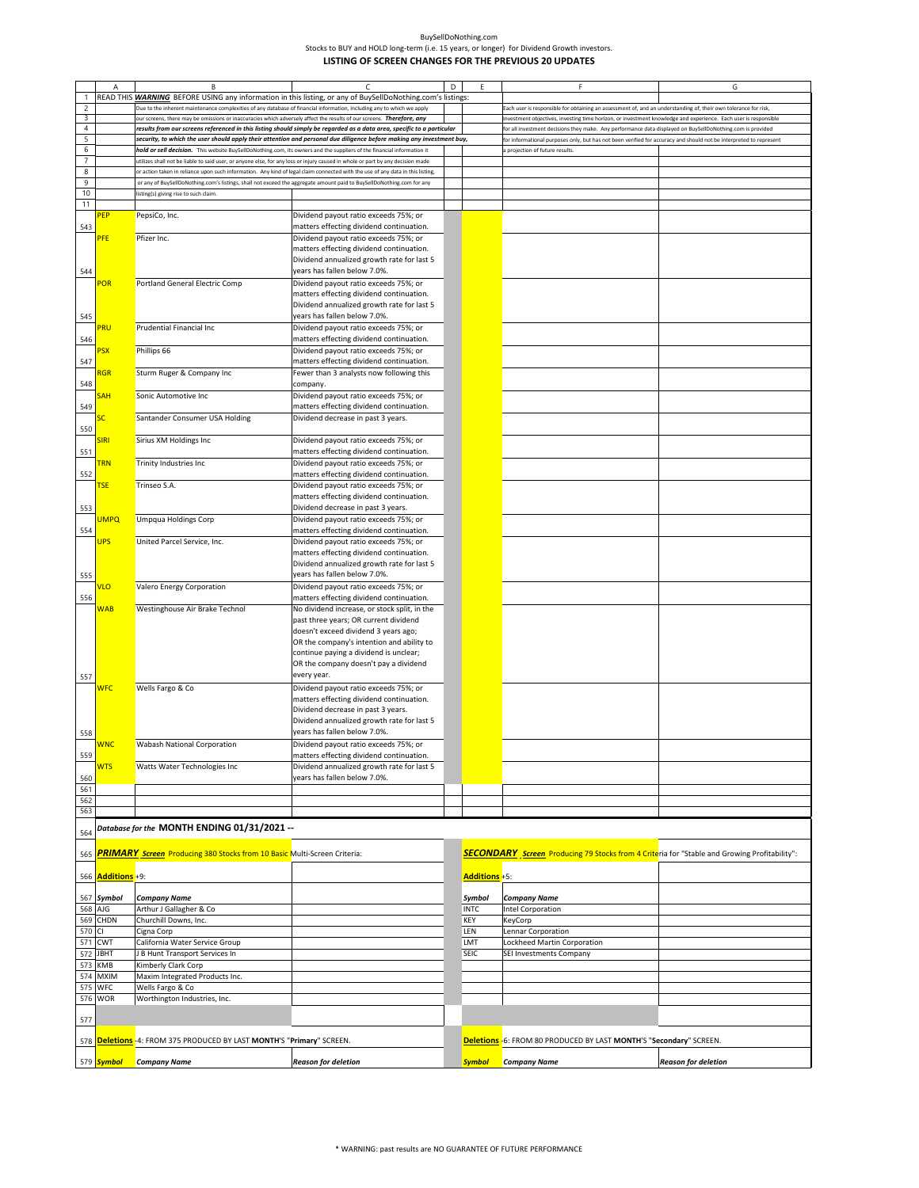BuySellDoNothing.com

Stocks to BUY and HOLD long-term (i.e. 15 years, or longer) for Dividend Growth investors.

## LISTING OF SCREEN CHANGES FOR THE PREVIOUS 20 UPDATES

READ THIS ***WARNING*** BEFORE USING any information in this listing, or any of BuySellDoNothing.com's listings:

Due to the inherent maintenance complexities of any database of financial information, including any to which we apply our screens, there may be omissions or inaccuracies which adversely affect the results of our screens. ***Therefore, any results from our screens referenced in this listing should simply be regarded as a data area, specific to a particular security, to which the user should apply their attention and personal due diligence before making any investment buy, hold or sell decision.*** This website BuySellDoNothing.com, its owners and the suppliers of the financial information it utilizes shall not be liable to said user, or anyone else, for any loss or injury caused in whole or part by any decision made or action taken in reliance upon such information. Any kind of legal claim connected with the use of any data in this listing, or any of BuySellDoNothing.com's listings, shall not exceed the aggregate amount paid to BuySellDoNothing.com for any listing(s) giving rise to such claim.

Each user is responsible for obtaining an assessment of, and an understanding of, their own tolerance for risk, investment objectives, investing time horizon, or investment knowledge and experience. Each user is responsible for all investment decisions they make. Any performance data displayed on BuySellDoNothing.com is provided for informational purposes only, but has not been verified for accuracy and should not be interpreted to represent a projection of future results.

| Symbol | Company Name | Reason for deletion |
|---|---|---|
| PEP | PepsiCo, Inc. | Dividend payout ratio exceeds 75%; or matters effecting dividend continuation. |
| PFE | Pfizer Inc. | Dividend payout ratio exceeds 75%; or matters effecting dividend continuation. Dividend annualized growth rate for last 5 years has fallen below 7.0%. |
| POR | Portland General Electric Comp | Dividend payout ratio exceeds 75%; or matters effecting dividend continuation. Dividend annualized growth rate for last 5 years has fallen below 7.0%. |
| PRU | Prudential Financial Inc | Dividend payout ratio exceeds 75%; or matters effecting dividend continuation. |
| PSX | Phillips 66 | Dividend payout ratio exceeds 75%; or matters effecting dividend continuation. |
| RGR | Sturm Ruger & Company Inc | Fewer than 3 analysts now following this company. |
| SAH | Sonic Automotive Inc | Dividend payout ratio exceeds 75%; or matters effecting dividend continuation. |
| SC | Santander Consumer USA Holding | Dividend decrease in past 3 years. |
| SIRI | Sirius XM Holdings Inc | Dividend payout ratio exceeds 75%; or matters effecting dividend continuation. |
| TRN | Trinity Industries Inc | Dividend payout ratio exceeds 75%; or matters effecting dividend continuation. |
| TSE | Trinseo S.A. | Dividend payout ratio exceeds 75%; or matters effecting dividend continuation. Dividend decrease in past 3 years. |
| UMPQ | Umpqua Holdings Corp | Dividend payout ratio exceeds 75%; or matters effecting dividend continuation. |
| UPS | United Parcel Service, Inc. | Dividend payout ratio exceeds 75%; or matters effecting dividend continuation. Dividend annualized growth rate for last 5 years has fallen below 7.0%. |
| VLO | Valero Energy Corporation | Dividend payout ratio exceeds 75%; or matters effecting dividend continuation. |
| WAB | Westinghouse Air Brake Technol | No dividend increase, or stock split, in the past three years; OR current dividend doesn't exceed dividend 3 years ago; OR the company's intention and ability to continue paying a dividend is unclear; OR the company doesn't pay a dividend every year. |
| WFC | Wells Fargo & Co | Dividend payout ratio exceeds 75%; or matters effecting dividend continuation. Dividend decrease in past 3 years. Dividend annualized growth rate for last 5 years has fallen below 7.0%. |
| WNC | Wabash National Corporation | Dividend payout ratio exceeds 75%; or matters effecting dividend continuation. |
| WTS | Watts Water Technologies Inc | Dividend annualized growth rate for last 5 years has fallen below 7.0%. |

### *Database for the* MONTH ENDING 01/31/2021 --

***PRIMARY Screen*** Producing 380 Stocks from 10 Basic Multi-Screen Criteria:

**Additions** +9:

| *Symbol* | *Company Name* |
|---|---|
| AJG | Arthur J Gallagher & Co |
| CHDN | Churchill Downs, Inc. |
| CI | Cigna Corp |
| CWT | California Water Service Group |
| JBHT | J B Hunt Transport Services In |
| KMB | Kimberly Clark Corp |
| MXIM | Maxim Integrated Products Inc. |
| WFC | Wells Fargo & Co |
| WOR | Worthington Industries, Inc. |

**Deletions** -4: FROM 375 PRODUCED BY LAST **MONTH'S "Primary"** SCREEN.

| *Symbol* | *Company Name* | *Reason for deletion* |
|---|---|---|

***SECONDARY Screen*** Producing 79 Stocks from 4 Criteria for "Stable and Growing Profitability":

**Additions** +5:

| *Symbol* | *Company Name* |
|---|---|
| INTC | Intel Corporation |
| KEY | KeyCorp |
| LEN | Lennar Corporation |
| LMT | Lockheed Martin Corporation |
| SEIC | SEI Investments Company |

**Deletions** -6: FROM 80 PRODUCED BY LAST **MONTH'S "Secondary"** SCREEN.

| *Symbol* | *Company Name* | *Reason for deletion* |
|---|---|---|

\* WARNING: past results are NO GUARANTEE OF FUTURE PERFORMANCE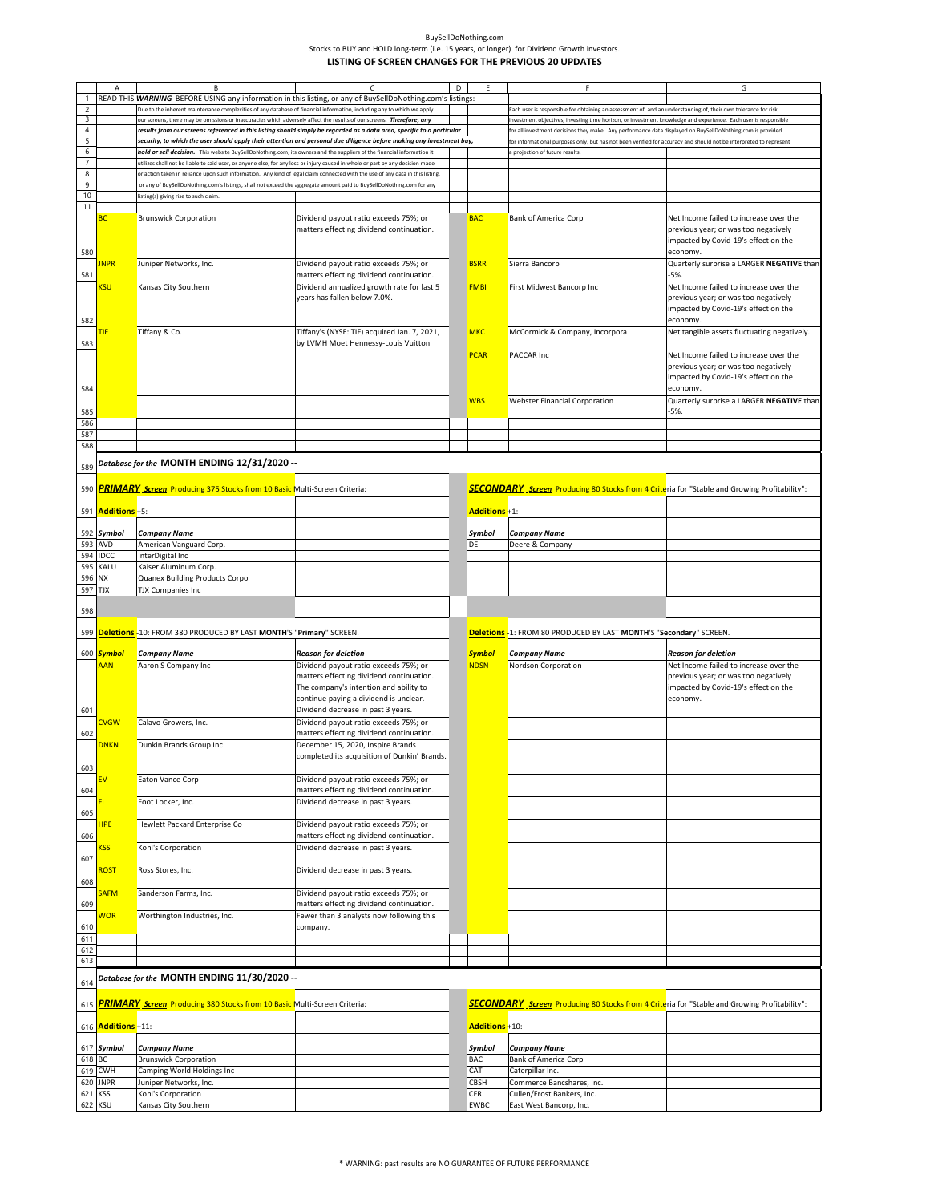BuySellDoNothing.com
Stocks to BUY and HOLD long-term (i.e. 15 years, or longer) for Dividend Growth investors.

**LISTING OF SCREEN CHANGES FOR THE PREVIOUS 20 UPDATES**

READ THIS ***WARNING*** BEFORE USING any information in this listing, or any of BuySellDoNothing.com's listings:

Due to the inherent maintenance complexities of any database of financial information, including any to which we apply our screens, there may be omissions or inaccuracies which adversely affect the results of our screens. ***Therefore, any results from our screens referenced in this listing should simply be regarded as a data area, specific to a particular security, to which the user should apply their attention and personal due diligence before making any investment buy, hold or sell decision.*** This website BuySellDoNothing.com, its owners and the suppliers of the financial information it utilizes shall not be liable to said user, or anyone else, for any loss or injury caused in whole or part by any decision made or action taken in reliance upon such information. Any kind of legal claim connected with the use of any data in this listing, or any of BuySellDoNothing.com's listings, shall not exceed the aggregate amount paid to BuySellDoNothing.com for any listing(s) giving rise to such claim.

Each user is responsible for obtaining an assessment of, and an understanding of, their own tolerance for risk, investment objectives, investing time horizon, or investment knowledge and experience. Each user is responsible for all investment decisions they make. Any performance data displayed on BuySellDoNothing.com is provided for informational purposes only, but has not been verified for accuracy and should not be interpreted to represent a projection of future results.

| Symbol | Company Name | Reason for deletion | Symbol | Company Name | Reason for deletion |
|---|---|---|---|---|---|
| BC | Brunswick Corporation | Dividend payout ratio exceeds 75%; or matters effecting dividend continuation. | BAC | Bank of America Corp | Net Income failed to increase over the previous year; or was too negatively impacted by Covid-19's effect on the economy. |
| JNPR | Juniper Networks, Inc. | Dividend payout ratio exceeds 75%; or matters effecting dividend continuation. | BSRR | Sierra Bancorp | Quarterly surprise a LARGER **NEGATIVE** than -5%. |
| KSU | Kansas City Southern | Dividend annualized growth rate for last 5 years has fallen below 7.0%. | FMBI | First Midwest Bancorp Inc | Net Income failed to increase over the previous year; or was too negatively impacted by Covid-19's effect on the economy. |
| TIF | Tiffany & Co. | Tiffany's (NYSE: TIF) acquired Jan. 7, 2021, by LVMH Moet Hennessy-Louis Vuitton | MKC | McCormick & Company, Incorpora | Net tangible assets fluctuating negatively. |
| | | | PCAR | PACCAR Inc | Net Income failed to increase over the previous year; or was too negatively impacted by Covid-19's effect on the economy. |
| | | | WBS | Webster Financial Corporation | Quarterly surprise a LARGER **NEGATIVE** than -5%. |

## *Database for the* MONTH ENDING 12/31/2020 --

***PRIMARY*** ***Screen*** Producing 375 Stocks from 10 Basic Multi-Screen Criteria:

***SECONDARY*** ***Screen*** Producing 80 Stocks from 4 Criteria for "Stable and Growing Profitability":

| **Additions** +5: | | **Additions** +1: | |
|---|---|---|---|
| ***Symbol*** | ***Company Name*** | ***Symbol*** | ***Company Name*** |
| AVD | American Vanguard Corp. | DE | Deere & Company |
| IDCC | InterDigital Inc | | |
| KALU | Kaiser Aluminum Corp. | | |
| NX | Quanex Building Products Corpo | | |
| TJX | TJX Companies Inc | | |

**Deletions** -10: FROM 380 PRODUCED BY LAST **MONTH**'S "**Primary**" SCREEN.

**Deletions** -1: FROM 80 PRODUCED BY LAST **MONTH**'S "**Secondary**" SCREEN.

| ***Symbol*** | ***Company Name*** | ***Reason for deletion*** | ***Symbol*** | ***Company Name*** | ***Reason for deletion*** |
|---|---|---|---|---|---|
| AAN | Aaron S Company Inc | Dividend payout ratio exceeds 75%; or matters effecting dividend continuation. The company's intention and ability to continue paying a dividend is unclear. Dividend decrease in past 3 years. | NDSN | Nordson Corporation | Net Income failed to increase over the previous year; or was too negatively impacted by Covid-19's effect on the economy. |
| CVGW | Calavo Growers, Inc. | Dividend payout ratio exceeds 75%; or matters effecting dividend continuation. | | | |
| DNKN | Dunkin Brands Group Inc | December 15, 2020, Inspire Brands completed its acquisition of Dunkin' Brands. | | | |
| EV | Eaton Vance Corp | Dividend payout ratio exceeds 75%; or matters effecting dividend continuation. | | | |
| FL | Foot Locker, Inc. | Dividend decrease in past 3 years. | | | |
| HPE | Hewlett Packard Enterprise Co | Dividend payout ratio exceeds 75%; or matters effecting dividend continuation. | | | |
| KSS | Kohl's Corporation | Dividend decrease in past 3 years. | | | |
| ROST | Ross Stores, Inc. | Dividend decrease in past 3 years. | | | |
| SAFM | Sanderson Farms, Inc. | Dividend payout ratio exceeds 75%; or matters effecting dividend continuation. | | | |
| WOR | Worthington Industries, Inc. | Fewer than 3 analysts now following this company. | | | |

## *Database for the* MONTH ENDING 11/30/2020 --

***PRIMARY*** ***Screen*** Producing 380 Stocks from 10 Basic Multi-Screen Criteria:

***SECONDARY*** ***Screen*** Producing 80 Stocks from 4 Criteria for "Stable and Growing Profitability":

| **Additions** +11: | | **Additions** +10: | |
|---|---|---|---|
| ***Symbol*** | ***Company Name*** | ***Symbol*** | ***Company Name*** |
| BC | Brunswick Corporation | BAC | Bank of America Corp |
| CWH | Camping World Holdings Inc | CAT | Caterpillar Inc. |
| JNPR | Juniper Networks, Inc. | CBSH | Commerce Bancshares, Inc. |
| KSS | Kohl's Corporation | CFR | Cullen/Frost Bankers, Inc. |
| KSU | Kansas City Southern | EWBC | East West Bancorp, Inc. |

\* WARNING: past results are NO GUARANTEE OF FUTURE PERFORMANCE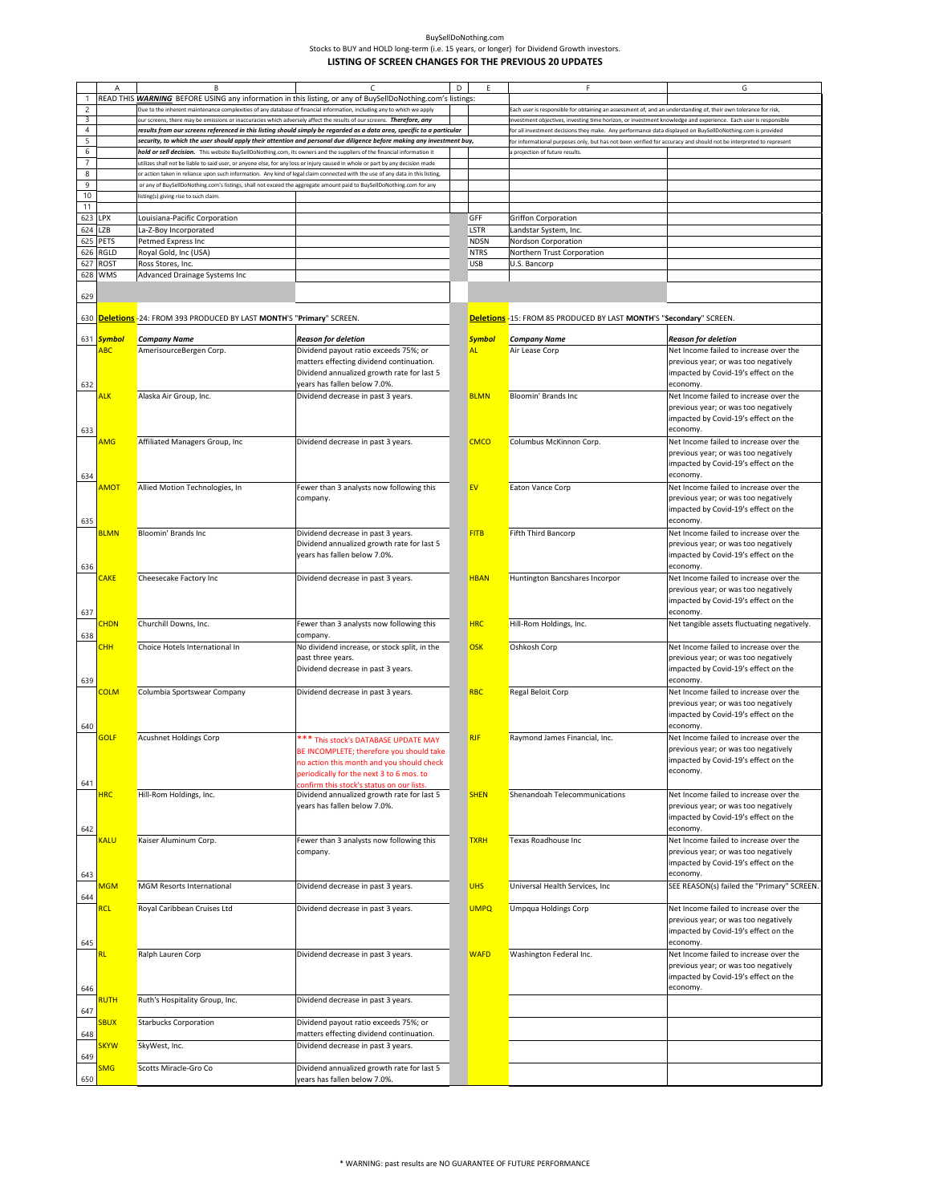BuySellDoNothing.com

Stocks to BUY and HOLD long-term (i.e. 15 years, or longer) for Dividend Growth investors.

## LISTING OF SCREEN CHANGES FOR THE PREVIOUS 20 UPDATES

READ THIS ***WARNING*** BEFORE USING any information in this listing, or any of BuySellDoNothing.com's listings:

Due to the inherent maintenance complexities of any database of financial information, including any to which we apply our screens, there may be omissions or inaccuracies which adversely affect the results of our screens. ***Therefore, any results from our screens referenced in this listing should simply be regarded as a data area, specific to a particular security, to which the user should apply their attention and personal due diligence before making any investment buy, hold or sell decision.*** This website BuySellDoNothing.com, its owners and the suppliers of the financial information it utilizes shall not be liable to said user, or anyone else, for any loss or injury caused in whole or part by any decision made or action taken in reliance upon such information. Any kind of legal claim connected with the use of any data in this listing, or any of BuySellDoNothing.com's listings, shall not exceed the aggregate amount paid to BuySellDoNothing.com for any listing(s) giving rise to such claim.

Each user is responsible for obtaining an assessment of, and an understanding of, their own tolerance for risk, investment objectives, investing time horizon, or investment knowledge and experience. Each user is responsible for all investment decisions they make. Any performance data displayed on BuySellDoNothing.com is provided for informational purposes only, but has not been verified for accuracy and should not be interpreted to represent a projection of future results.

| Symbol | Company Name | | Symbol | Company Name |
|---|---|---|---|---|
| LPX | Louisiana-Pacific Corporation | | GFF | Griffon Corporation |
| LZB | La-Z-Boy Incorporated | | LSTR | Landstar System, Inc. |
| PETS | Petmed Express Inc | | NDSN | Nordson Corporation |
| RGLD | Royal Gold, Inc (USA) | | NTRS | Northern Trust Corporation |
| ROST | Ross Stores, Inc. | | USB | U.S. Bancorp |
| WMS | Advanced Drainage Systems Inc | | | |

### Deletions -24: FROM 393 PRODUCED BY LAST MONTH'S "Primary" SCREEN.

| Symbol | Company Name | Reason for deletion |
|---|---|---|
| ABC | AmerisourceBergen Corp. | Dividend payout ratio exceeds 75%; or matters effecting dividend continuation. Dividend annualized growth rate for last 5 years has fallen below 7.0%. |
| ALK | Alaska Air Group, Inc. | Dividend decrease in past 3 years. |
| AMG | Affiliated Managers Group, Inc | Dividend decrease in past 3 years. |
| AMOT | Allied Motion Technologies, In | Fewer than 3 analysts now following this company. |
| BLMN | Bloomin' Brands Inc | Dividend decrease in past 3 years. Dividend annualized growth rate for last 5 years has fallen below 7.0%. |
| CAKE | Cheesecake Factory Inc | Dividend decrease in past 3 years. |
| CHDN | Churchill Downs, Inc. | Fewer than 3 analysts now following this company. |
| CHH | Choice Hotels International In | No dividend increase, or stock split, in the past three years. Dividend decrease in past 3 years. |
| COLM | Columbia Sportswear Company | Dividend decrease in past 3 years. |
| GOLF | Acushnet Holdings Corp | *** This stock's DATABASE UPDATE MAY BE INCOMPLETE; therefore you should take no action this month and you should check periodically for the next 3 to 6 mos. to confirm this stock's status on our lists. |
| HRC | Hill-Rom Holdings, Inc. | Dividend annualized growth rate for last 5 years has fallen below 7.0%. |
| KALU | Kaiser Aluminum Corp. | Fewer than 3 analysts now following this company. |
| MGM | MGM Resorts International | Dividend decrease in past 3 years. |
| RCL | Royal Caribbean Cruises Ltd | Dividend decrease in past 3 years. |
| RL | Ralph Lauren Corp | Dividend decrease in past 3 years. |
| RUTH | Ruth's Hospitality Group, Inc. | Dividend decrease in past 3 years. |
| SBUX | Starbucks Corporation | Dividend payout ratio exceeds 75%; or matters effecting dividend continuation. |
| SKYW | SkyWest, Inc. | Dividend decrease in past 3 years. |
| SMG | Scotts Miracle-Gro Co | Dividend annualized growth rate for last 5 years has fallen below 7.0%. |

### Deletions -15: FROM 85 PRODUCED BY LAST MONTH'S "Secondary" SCREEN.

| Symbol | Company Name | Reason for deletion |
|---|---|---|
| AL | Air Lease Corp | Net Income failed to increase over the previous year; or was too negatively impacted by Covid-19's effect on the economy. |
| BLMN | Bloomin' Brands Inc | Net Income failed to increase over the previous year; or was too negatively impacted by Covid-19's effect on the economy. |
| CMCO | Columbus McKinnon Corp. | Net Income failed to increase over the previous year; or was too negatively impacted by Covid-19's effect on the economy. |
| EV | Eaton Vance Corp | Net Income failed to increase over the previous year; or was too negatively impacted by Covid-19's effect on the economy. |
| FITB | Fifth Third Bancorp | Net Income failed to increase over the previous year; or was too negatively impacted by Covid-19's effect on the economy. |
| HBAN | Huntington Bancshares Incorpor | Net Income failed to increase over the previous year; or was too negatively impacted by Covid-19's effect on the economy. |
| HRC | Hill-Rom Holdings, Inc. | Net tangible assets fluctuating negatively. |
| OSK | Oshkosh Corp | Net Income failed to increase over the previous year; or was too negatively impacted by Covid-19's effect on the economy. |
| RBC | Regal Beloit Corp | Net Income failed to increase over the previous year; or was too negatively impacted by Covid-19's effect on the economy. |
| RJF | Raymond James Financial, Inc. | Net Income failed to increase over the previous year; or was too negatively impacted by Covid-19's effect on the economy. |
| SHEN | Shenandoah Telecommunications | Net Income failed to increase over the previous year; or was too negatively impacted by Covid-19's effect on the economy. |
| TXRH | Texas Roadhouse Inc | Net Income failed to increase over the previous year; or was too negatively impacted by Covid-19's effect on the economy. |
| UHS | Universal Health Services, Inc | SEE REASON(s) failed the "Primary" SCREEN. |
| UMPQ | Umpqua Holdings Corp | Net Income failed to increase over the previous year; or was too negatively impacted by Covid-19's effect on the economy. |
| WAFD | Washington Federal Inc. | Net Income failed to increase over the previous year; or was too negatively impacted by Covid-19's effect on the economy. |

\* WARNING: past results are NO GUARANTEE OF FUTURE PERFORMANCE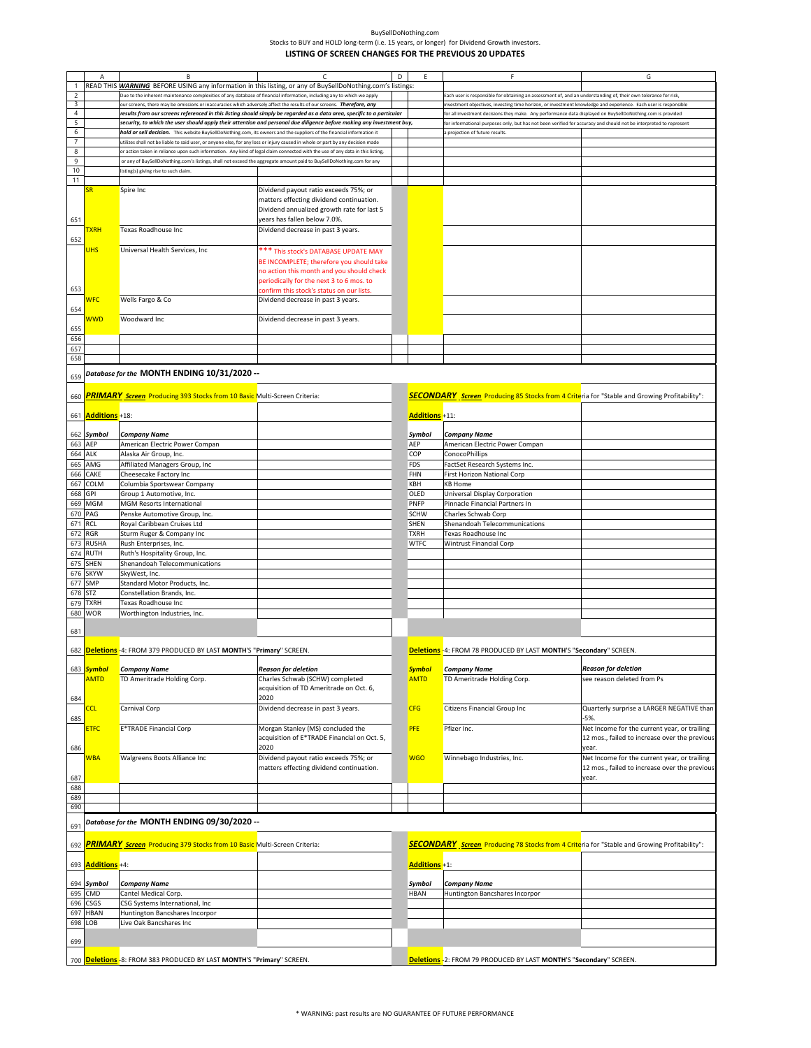BuySellDoNothing.com

Stocks to BUY and HOLD long-term (i.e. 15 years, or longer) for Dividend Growth investors.

**LISTING OF SCREEN CHANGES FOR THE PREVIOUS 20 UPDATES**

READ THIS ***WARNING*** BEFORE USING any information in this listing, or any of BuySellDoNothing.com's listings:

Due to the inherent maintenance complexities of any database of financial information, including any to which we apply our screens, there may be omissions or inaccuracies which adversely affect the results of our screens. ***Therefore, any results from our screens referenced in this listing should simply be regarded as a data area, specific to a particular security, to which the user should apply their attention and personal due diligence before making any investment buy, hold or sell decision.*** This website BuySellDoNothing.com, its owners and the suppliers of the financial information it utilizes shall not be liable to said user, or anyone else, for any loss or injury caused in whole or part by any decision made or action taken in reliance upon such information. Any kind of legal claim connected with the use of any data in this listing, or any of BuySellDoNothing.com's listings, shall not exceed the aggregate amount paid to BuySellDoNothing.com for any listing(s) giving rise to such claim.

Each user is responsible for obtaining an assessment of, and an understanding of, their own tolerance for risk, investment objectives, investing time horizon, or investment knowledge and experience. Each user is responsible for all investment decisions they make. Any performance data displayed on BuySellDoNothing.com is provided for informational purposes only, but has not been verified for accuracy and should not be interpreted to represent a projection of future results.

| Symbol | Company Name | Reason for deletion |
|---|---|---|
| SR | Spire Inc | Dividend payout ratio exceeds 75%; or matters effecting dividend continuation. Dividend annualized growth rate for last 5 years has fallen below 7.0%. |
| TXRH | Texas Roadhouse Inc | Dividend decrease in past 3 years. |
| UHS | Universal Health Services, Inc | *** This stock's DATABASE UPDATE MAY BE INCOMPLETE; therefore you should take no action this month and you should check periodically for the next 3 to 6 mos. to confirm this stock's status on our lists. |
| WFC | Wells Fargo & Co | Dividend decrease in past 3 years. |
| WWD | Woodward Inc | Dividend decrease in past 3 years. |

## Database for the MONTH ENDING 10/31/2020 --

***PRIMARY Screen*** Producing 393 Stocks from 10 Basic Multi-Screen Criteria:

**Additions** +18:

| Symbol | Company Name |
|---|---|
| AEP | American Electric Power Compan |
| ALK | Alaska Air Group, Inc. |
| AMG | Affiliated Managers Group, Inc |
| CAKE | Cheesecake Factory Inc |
| COLM | Columbia Sportswear Company |
| GPI | Group 1 Automotive, Inc. |
| MGM | MGM Resorts International |
| PAG | Penske Automotive Group, Inc. |
| RCL | Royal Caribbean Cruises Ltd |
| RGR | Sturm Ruger & Company Inc |
| RUSHA | Rush Enterprises, Inc. |
| RUTH | Ruth's Hospitality Group, Inc. |
| SHEN | Shenandoah Telecommunications |
| SKYW | SkyWest, Inc. |
| SMP | Standard Motor Products, Inc. |
| STZ | Constellation Brands, Inc. |
| TXRH | Texas Roadhouse Inc |
| WOR | Worthington Industries, Inc. |

**Deletions** -4: FROM 379 PRODUCED BY LAST **MONTH**'S "**Primary**" SCREEN.

| Symbol | Company Name | Reason for deletion |
|---|---|---|
| AMTD | TD Ameritrade Holding Corp. | Charles Schwab (SCHW) completed acquisition of TD Ameritrade on Oct. 6, 2020 |
| CCL | Carnival Corp | Dividend decrease in past 3 years. |
| ETFC | E*TRADE Financial Corp | Morgan Stanley (MS) concluded the acquisition of E*TRADE Financial on Oct. 5, 2020 |
| WBA | Walgreens Boots Alliance Inc | Dividend payout ratio exceeds 75%; or matters effecting dividend continuation. |

***SECONDARY Screen*** Producing 85 Stocks from 4 Criteria for "Stable and Growing Profitability":

**Additions** +11:

| Symbol | Company Name |
|---|---|
| AEP | American Electric Power Compan |
| COP | ConocoPhillips |
| FDS | FactSet Research Systems Inc. |
| FHN | First Horizon National Corp |
| KBH | KB Home |
| OLED | Universal Display Corporation |
| PNFP | Pinnacle Financial Partners In |
| SCHW | Charles Schwab Corp |
| SHEN | Shenandoah Telecommunications |
| TXRH | Texas Roadhouse Inc |
| WTFC | Wintrust Financial Corp |

**Deletions** -4: FROM 78 PRODUCED BY LAST **MONTH**'S "**Secondary**" SCREEN.

| Symbol | Company Name | Reason for deletion |
|---|---|---|
| AMTD | TD Ameritrade Holding Corp. | see reason deleted from Ps |
| CFG | Citizens Financial Group Inc | Quarterly surprise a LARGER NEGATIVE than -5%. |
| PFE | Pfizer Inc. | Net Income for the current year, or trailing 12 mos., failed to increase over the previous year. |
| WGO | Winnebago Industries, Inc. | Net Income for the current year, or trailing 12 mos., failed to increase over the previous year. |

## Database for the MONTH ENDING 09/30/2020 --

***PRIMARY Screen*** Producing 379 Stocks from 10 Basic Multi-Screen Criteria:

**Additions** +4:

| Symbol | Company Name |
|---|---|
| CMD | Cantel Medical Corp. |
| CSGS | CSG Systems International, Inc |
| HBAN | Huntington Bancshares Incorpor |
| LOB | Live Oak Bancshares Inc |

**Deletions** -8: FROM 383 PRODUCED BY LAST **MONTH**'S "**Primary**" SCREEN.

***SECONDARY Screen*** Producing 78 Stocks from 4 Criteria for "Stable and Growing Profitability":

**Additions** +1:

| Symbol | Company Name |
|---|---|
| HBAN | Huntington Bancshares Incorpor |

**Deletions** -2: FROM 79 PRODUCED BY LAST **MONTH**'S "**Secondary**" SCREEN.

\* WARNING: past results are NO GUARANTEE OF FUTURE PERFORMANCE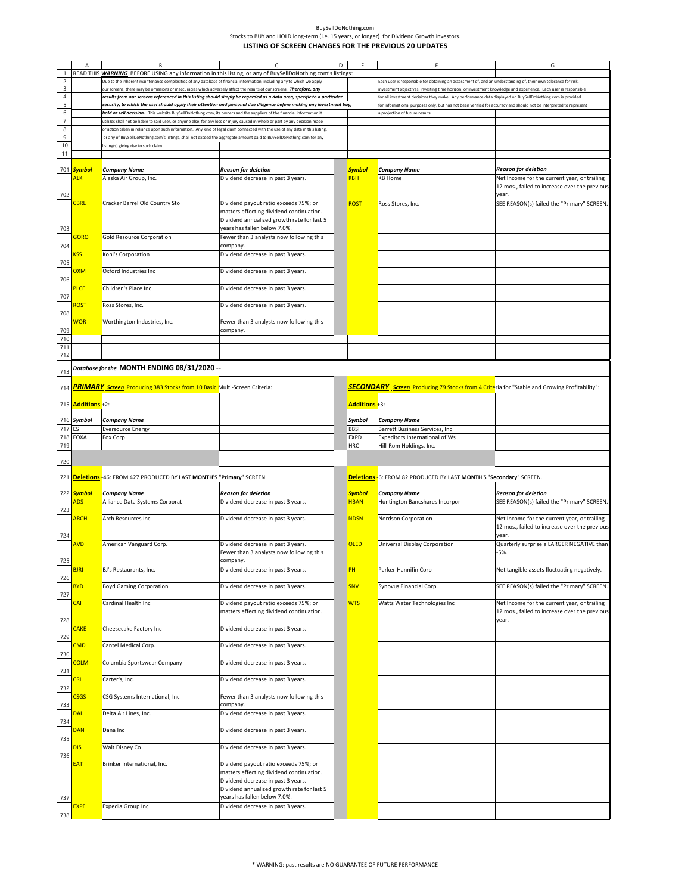BuySellDoNothing.com

Stocks to BUY and HOLD long-term (i.e. 15 years, or longer) for Dividend Growth investors.

## LISTING OF SCREEN CHANGES FOR THE PREVIOUS 20 UPDATES

READ THIS ***WARNING*** BEFORE USING any information in this listing, or any of BuySellDoNothing.com's listings:

Due to the inherent maintenance complexities of any database of financial information, including any to which we apply our screens, there may be omissions or inaccuracies which adversely affect the results of our screens. ***Therefore, any results from our screens referenced in this listing should simply be regarded as a data area, specific to a particular security, to which the user should apply their attention and personal due diligence before making any investment buy, hold or sell decision.*** This website BuySellDoNothing.com, its owners and the suppliers of the financial information it utilizes shall not be liable to said user, or anyone else, for any loss or injury caused in whole or part by any decision made or action taken in reliance upon such information. Any kind of legal claim connected with the use of any data in this listing, or any of BuySellDoNothing.com's listings, shall not exceed the aggregate amount paid to BuySellDoNothing.com for any listing(s) giving rise to such claim.

Each user is responsible for obtaining an assessment of, and an understanding of, their own tolerance for risk, investment objectives, investing time horizon, or investment knowledge and experience. Each user is responsible for all investment decisions they make. Any performance data displayed on BuySellDoNothing.com is provided for informational purposes only, but has not been verified for accuracy and should not be interpreted to represent a projection of future results.

| Symbol | Company Name | Reason for deletion | Symbol | Company Name | Reason for deletion |
|---|---|---|---|---|---|
| ALK | Alaska Air Group, Inc. | Dividend decrease in past 3 years. | KBH | KB Home | Net Income for the current year, or trailing 12 mos., failed to increase over the previous year. |
| CBRL | Cracker Barrel Old Country Sto | Dividend payout ratio exceeds 75%; or matters effecting dividend continuation. Dividend annualized growth rate for last 5 years has fallen below 7.0%. | ROST | Ross Stores, Inc. | SEE REASON(s) failed the "Primary" SCREEN. |
| GORO | Gold Resource Corporation | Fewer than 3 analysts now following this company. | | | |
| KSS | Kohl's Corporation | Dividend decrease in past 3 years. | | | |
| OXM | Oxford Industries Inc | Dividend decrease in past 3 years. | | | |
| PLCE | Children's Place Inc | Dividend decrease in past 3 years. | | | |
| ROST | Ross Stores, Inc. | Dividend decrease in past 3 years. | | | |
| WOR | Worthington Industries, Inc. | Fewer than 3 analysts now following this company. | | | |

### *Database for the* MONTH ENDING 08/31/2020 --

***PRIMARY Screen*** Producing 383 Stocks from 10 Basic Multi-Screen Criteria:

**Additions** +2:

| Symbol | Company Name |
|---|---|
| ES | Eversource Energy |
| FOXA | Fox Corp |

***SECONDARY Screen*** Producing 79 Stocks from 4 Criteria for "Stable and Growing Profitability":

**Additions** +3:

| Symbol | Company Name |
|---|---|
| BBSI | Barrett Business Services, Inc |
| EXPD | Expeditors International of Ws |
| HRC | Hill-Rom Holdings, Inc. |

**Deletions** -46: FROM 427 PRODUCED BY LAST **MONTH**'S "**Primary**" SCREEN.

**Deletions** -6: FROM 82 PRODUCED BY LAST **MONTH**'S "**Secondary**" SCREEN.

| Symbol | Company Name | Reason for deletion | Symbol | Company Name | Reason for deletion |
|---|---|---|---|---|---|
| ADS | Alliance Data Systems Corporat | Dividend decrease in past 3 years. | HBAN | Huntington Bancshares Incorpor | SEE REASON(s) failed the "Primary" SCREEN. |
| ARCH | Arch Resources Inc | Dividend decrease in past 3 years. | NDSN | Nordson Corporation | Net Income for the current year, or trailing 12 mos., failed to increase over the previous year. |
| AVD | American Vanguard Corp. | Dividend decrease in past 3 years. Fewer than 3 analysts now following this company. | OLED | Universal Display Corporation | Quarterly surprise a LARGER NEGATIVE than -5%. |
| BJRI | BJ's Restaurants, Inc. | Dividend decrease in past 3 years. | PH | Parker-Hannifin Corp | Net tangible assets fluctuating negatively. |
| BYD | Boyd Gaming Corporation | Dividend decrease in past 3 years. | SNV | Synovus Financial Corp. | SEE REASON(s) failed the "Primary" SCREEN. |
| CAH | Cardinal Health Inc | Dividend payout ratio exceeds 75%; or matters effecting dividend continuation. | WTS | Watts Water Technologies Inc | Net Income for the current year, or trailing 12 mos., failed to increase over the previous year. |
| CAKE | Cheesecake Factory Inc | Dividend decrease in past 3 years. | | | |
| CMD | Cantel Medical Corp. | Dividend decrease in past 3 years. | | | |
| COLM | Columbia Sportswear Company | Dividend decrease in past 3 years. | | | |
| CRI | Carter's, Inc. | Dividend decrease in past 3 years. | | | |
| CSGS | CSG Systems International, Inc | Fewer than 3 analysts now following this company. | | | |
| DAL | Delta Air Lines, Inc. | Dividend decrease in past 3 years. | | | |
| DAN | Dana Inc | Dividend decrease in past 3 years. | | | |
| DIS | Walt Disney Co | Dividend decrease in past 3 years. | | | |
| EAT | Brinker International, Inc. | Dividend payout ratio exceeds 75%; or matters effecting dividend continuation. Dividend decrease in past 3 years. Dividend annualized growth rate for last 5 years has fallen below 7.0%. | | | |
| EXPE | Expedia Group Inc | Dividend decrease in past 3 years. | | | |

\* WARNING: past results are NO GUARANTEE OF FUTURE PERFORMANCE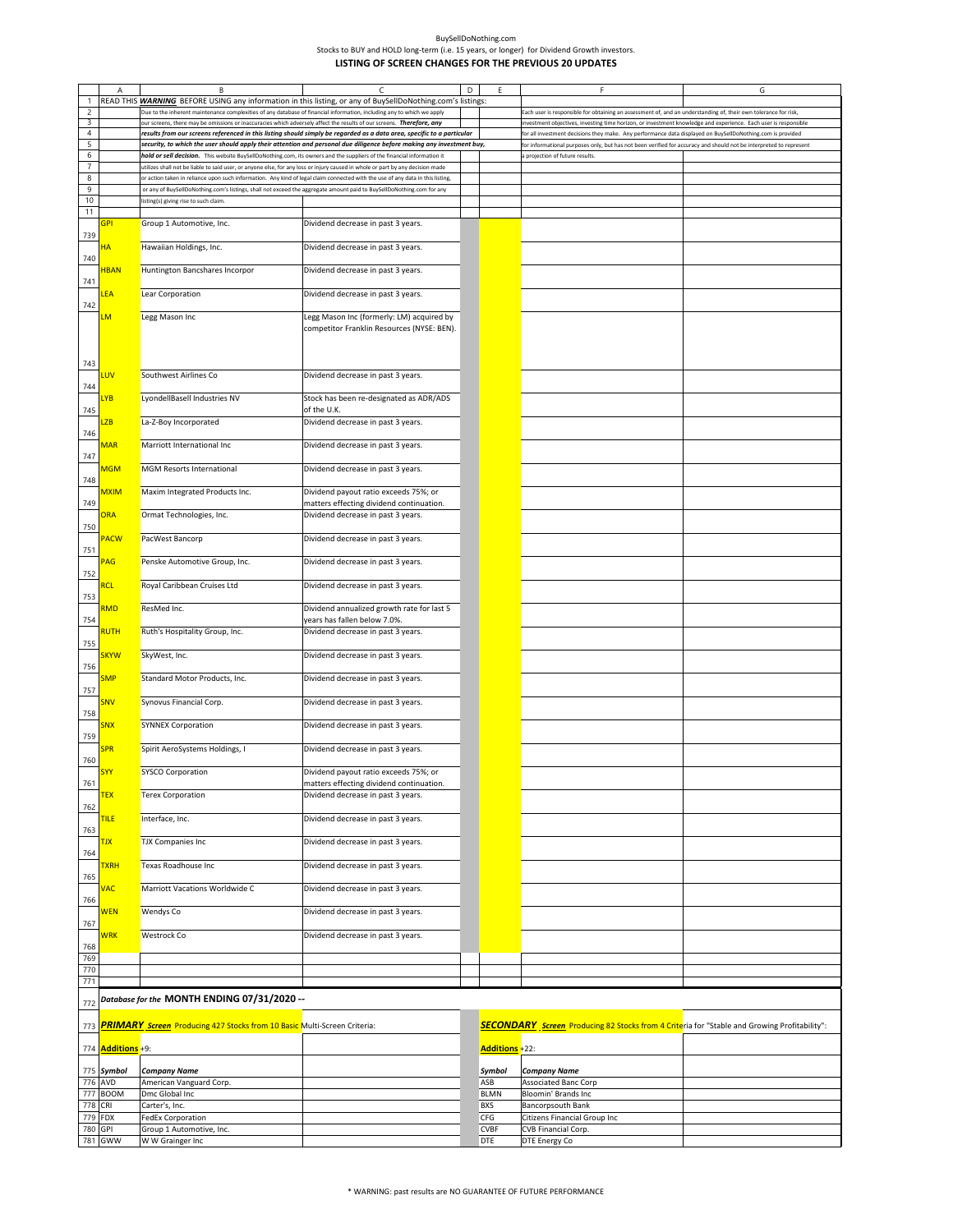BuySellDoNothing.com

Stocks to BUY and HOLD long-term (i.e. 15 years, or longer) for Dividend Growth investors.

## LISTING OF SCREEN CHANGES FOR THE PREVIOUS 20 UPDATES

READ THIS ***WARNING*** BEFORE USING any information in this listing, or any of BuySellDoNothing.com's listings:

Due to the inherent maintenance complexities of any database of financial information, including any to which we apply our screens, there may be omissions or inaccuracies which adversely affect the results of our screens. ***Therefore, any results from our screens referenced in this listing should simply be regarded as a data area, specific to a particular security, to which the user should apply their attention and personal due diligence before making any investment buy, hold or sell decision.*** This website BuySellDoNothing.com, its owners and the suppliers of the financial information it utilizes shall not be liable to said user, or anyone else, for any loss or injury caused in whole or part by any decision made or action taken in reliance upon such information. Any kind of legal claim connected with the use of any data in this listing, or any of BuySellDoNothing.com's listings, shall not exceed the aggregate amount paid to BuySellDoNothing.com for any listing(s) giving rise to such claim.

Each user is responsible for obtaining an assessment of, and an understanding of, their own tolerance for risk, investment objectives, investing time horizon, or investment knowledge and experience. Each user is responsible for all investment decisions they make. Any performance data displayed on BuySellDoNothing.com is provided for informational purposes only, but has not been verified for accuracy and should not be interpreted to represent a projection of future results.

| Symbol | Company Name | Reason |
|---|---|---|
| GPI | Group 1 Automotive, Inc. | Dividend decrease in past 3 years. |
| HA | Hawaiian Holdings, Inc. | Dividend decrease in past 3 years. |
| HBAN | Huntington Bancshares Incorpor | Dividend decrease in past 3 years. |
| LEA | Lear Corporation | Dividend decrease in past 3 years. |
| LM | Legg Mason Inc | Legg Mason Inc (formerly: LM) acquired by competitor Franklin Resources (NYSE: BEN). |
| LUV | Southwest Airlines Co | Dividend decrease in past 3 years. |
| LYB | LyondellBasell Industries NV | Stock has been re-designated as ADR/ADS of the U.K. |
| LZB | La-Z-Boy Incorporated | Dividend decrease in past 3 years. |
| MAR | Marriott International Inc | Dividend decrease in past 3 years. |
| MGM | MGM Resorts International | Dividend decrease in past 3 years. |
| MXIM | Maxim Integrated Products Inc. | Dividend payout ratio exceeds 75%; or matters effecting dividend continuation. |
| ORA | Ormat Technologies, Inc. | Dividend decrease in past 3 years. |
| PACW | PacWest Bancorp | Dividend decrease in past 3 years. |
| PAG | Penske Automotive Group, Inc. | Dividend decrease in past 3 years. |
| RCL | Royal Caribbean Cruises Ltd | Dividend decrease in past 3 years. |
| RMD | ResMed Inc. | Dividend annualized growth rate for last 5 years has fallen below 7.0%. |
| RUTH | Ruth's Hospitality Group, Inc. | Dividend decrease in past 3 years. |
| SKYW | SkyWest, Inc. | Dividend decrease in past 3 years. |
| SMP | Standard Motor Products, Inc. | Dividend decrease in past 3 years. |
| SNV | Synovus Financial Corp. | Dividend decrease in past 3 years. |
| SNX | SYNNEX Corporation | Dividend decrease in past 3 years. |
| SPR | Spirit AeroSystems Holdings, I | Dividend decrease in past 3 years. |
| SYY | SYSCO Corporation | Dividend payout ratio exceeds 75%; or matters effecting dividend continuation. |
| TEX | Terex Corporation | Dividend decrease in past 3 years. |
| TILE | Interface, Inc. | Dividend decrease in past 3 years. |
| TJX | TJX Companies Inc | Dividend decrease in past 3 years. |
| TXRH | Texas Roadhouse Inc | Dividend decrease in past 3 years. |
| VAC | Marriott Vacations Worldwide C | Dividend decrease in past 3 years. |
| WEN | Wendys Co | Dividend decrease in past 3 years. |
| WRK | Westrock Co | Dividend decrease in past 3 years. |

### *Database for the* MONTH ENDING 07/31/2020 --

***PRIMARY Screen*** Producing 427 Stocks from 10 Basic Multi-Screen Criteria:

**Additions** +9:

| *Symbol* | *Company Name* |
|---|---|
| AVD | American Vanguard Corp. |
| BOOM | Dmc Global Inc |
| CRI | Carter's, Inc. |
| FDX | FedEx Corporation |
| GPI | Group 1 Automotive, Inc. |
| GWW | W W Grainger Inc |

***SECONDARY Screen*** Producing 82 Stocks from 4 Criteria for "Stable and Growing Profitability":

**Additions** +22:

| *Symbol* | *Company Name* |
|---|---|
| ASB | Associated Banc Corp |
| BLMN | Bloomin' Brands Inc |
| BXS | Bancorpsouth Bank |
| CFG | Citizens Financial Group Inc |
| CVBF | CVB Financial Corp. |
| DTE | DTE Energy Co |

\* WARNING: past results are NO GUARANTEE OF FUTURE PERFORMANCE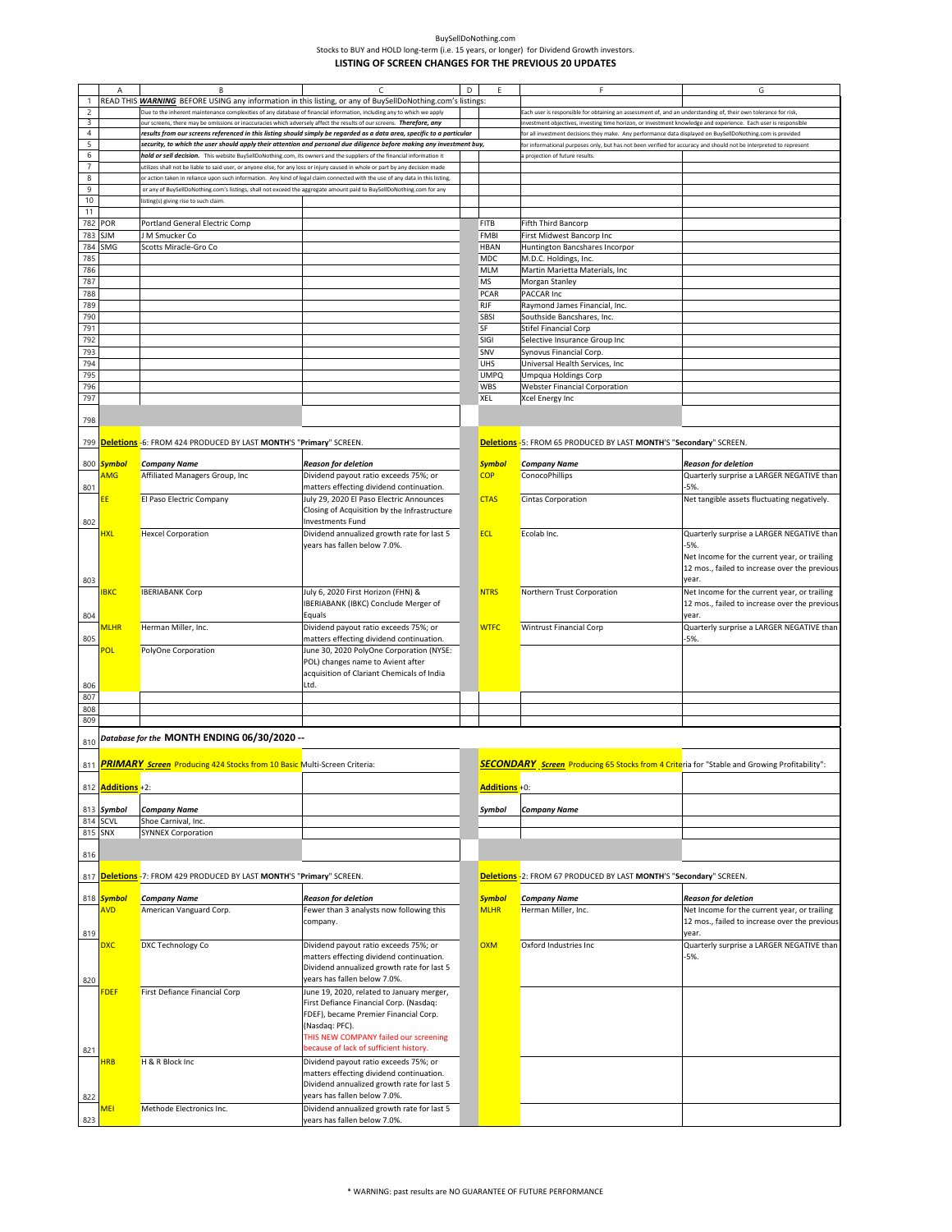BuySellDoNothing.com
Stocks to BUY and HOLD long-term (i.e. 15 years, or longer) for Dividend Growth investors.

## LISTING OF SCREEN CHANGES FOR THE PREVIOUS 20 UPDATES

| | A | B | C | D | E | F | G |
|---|---|---|---|---|---|---|---|
| 1 | READ THIS ***WARNING*** BEFORE USING any information in this listing, or any of BuySellDoNothing.com's listings: | | | | | | |
| 2 | | Due to the inherent maintenance complexities of any database of financial information, including any to which we apply | | | | Each user is responsible for obtaining an assessment of, and an understanding of, their own tolerance for risk, | |
| 3 | | our screens, there may be omissions or inaccuracies which adversely affect the results of our screens. ***Therefore, any*** | | | | investment objectives, investing time horizon, or investment knowledge and experience. Each user is responsible | |
| 4 | | ***results from our screens referenced in this listing should simply be regarded as a data area, specific to a particular*** | | | | for all investment decisions they make. Any performance data displayed on BuySellDoNothing.com is provided | |
| 5 | | ***security, to which the user should apply their attention and personal due diligence before making any investment buy,*** | | | | for informational purposes only, but has not been verified for accuracy and should not be interpreted to represent | |
| 6 | | ***hold or sell decision.*** This website BuySellDoNothing.com, its owners and the suppliers of the financial information it | | | | a projection of future results. | |
| 7 | | utilizes shall not be liable to said user, or anyone else, for any loss or injury caused in whole or part by any decision made | | | | | |
| 8 | | or action taken in reliance upon such information. Any kind of legal claim connected with the use of any data in this listing, | | | | | |
| 9 | | or any of BuySellDoNothing.com's listings, shall not exceed the aggregate amount paid to BuySellDoNothing.com for any | | | | | |
| 10 | | listing(s) giving rise to such claim. | | | | | |
| 11 | | | | | | | |
| 782 | POR | Portland General Electric Comp | | | FITB | Fifth Third Bancorp | |
| 783 | SJM | J M Smucker Co | | | FMBI | First Midwest Bancorp Inc | |
| 784 | SMG | Scotts Miracle-Gro Co | | | HBAN | Huntington Bancshares Incorpor | |
| 785 | | | | | MDC | M.D.C. Holdings, Inc. | |
| 786 | | | | | MLM | Martin Marietta Materials, Inc | |
| 787 | | | | | MS | Morgan Stanley | |
| 788 | | | | | PCAR | PACCAR Inc | |
| 789 | | | | | RJF | Raymond James Financial, Inc. | |
| 790 | | | | | SBSI | Southside Bancshares, Inc. | |
| 791 | | | | | SF | Stifel Financial Corp | |
| 792 | | | | | SIGI | Selective Insurance Group Inc | |
| 793 | | | | | SNV | Synovus Financial Corp. | |
| 794 | | | | | UHS | Universal Health Services, Inc | |
| 795 | | | | | UMPQ | Umpqua Holdings Corp | |
| 796 | | | | | WBS | Webster Financial Corporation | |
| 797 | | | | | XEL | Xcel Energy Inc | |
| 798 | | | | | | | |
| 799 | **Deletions** -6: FROM 424 PRODUCED BY LAST **MONTH**'S "**Primary**" SCREEN. | | | | **Deletions** -5: FROM 65 PRODUCED BY LAST **MONTH**'S "**Secondary**" SCREEN. | | |
| 800 | ***Symbol*** | ***Company Name*** | ***Reason for deletion*** | | ***Symbol*** | ***Company Name*** | ***Reason for deletion*** |
| 801 | AMG | Affiliated Managers Group, Inc | Dividend payout ratio exceeds 75%; or matters effecting dividend continuation. | | COP | ConocoPhillips | Quarterly surprise a LARGER NEGATIVE than -5%. |
| 802 | EE | El Paso Electric Company | July 29, 2020 El Paso Electric Announces Closing of Acquisition by the Infrastructure Investments Fund | | CTAS | Cintas Corporation | Net tangible assets fluctuating negatively. |
| 803 | HXL | Hexcel Corporation | Dividend annualized growth rate for last 5 years has fallen below 7.0%. | | ECL | Ecolab Inc. | Quarterly surprise a LARGER NEGATIVE than -5%. Net Income for the current year, or trailing 12 mos., failed to increase over the previous year. |
| 804 | IBKC | IBERIABANK Corp | July 6, 2020 First Horizon (FHN) & IBERIABANK (IBKC) Conclude Merger of Equals | | NTRS | Northern Trust Corporation | Net Income for the current year, or trailing 12 mos., failed to increase over the previous year. |
| 805 | MLHR | Herman Miller, Inc. | Dividend payout ratio exceeds 75%; or matters effecting dividend continuation. | | WTFC | Wintrust Financial Corp | Quarterly surprise a LARGER NEGATIVE than -5%. |
| 806 | POL | PolyOne Corporation | June 30, 2020 PolyOne Corporation (NYSE: POL) changes name to Avient after acquisition of Clariant Chemicals of India Ltd. | | | | |
| 807 | | | | | | | |
| 808 | | | | | | | |
| 809 | | | | | | | |
| 810 | ***Database for the* MONTH ENDING 06/30/2020 --** | | | | | | |
| 811 | ***PRIMARY Screen*** Producing 424 Stocks from 10 Basic Multi-Screen Criteria: | | | | ***SECONDARY Screen*** Producing 65 Stocks from 4 Criteria for "Stable and Growing Profitability": | | |
| 812 | **Additions** +2: | | | | **Additions** +0: | | |
| 813 | ***Symbol*** | ***Company Name*** | | | ***Symbol*** | ***Company Name*** | |
| 814 | SCVL | Shoe Carnival, Inc. | | | | | |
| 815 | SNX | SYNNEX Corporation | | | | | |
| 816 | | | | | | | |
| 817 | **Deletions** -7: FROM 429 PRODUCED BY LAST **MONTH**'S "**Primary**" SCREEN. | | | | **Deletions** -2: FROM 67 PRODUCED BY LAST **MONTH**'S "**Secondary**" SCREEN. | | |
| 818 | ***Symbol*** | ***Company Name*** | ***Reason for deletion*** | | ***Symbol*** | ***Company Name*** | ***Reason for deletion*** |
| 819 | AVD | American Vanguard Corp. | Fewer than 3 analysts now following this company. | | MLHR | Herman Miller, Inc. | Net Income for the current year, or trailing 12 mos., failed to increase over the previous year. |
| 820 | DXC | DXC Technology Co | Dividend payout ratio exceeds 75%; or matters effecting dividend continuation. Dividend annualized growth rate for last 5 years has fallen below 7.0%. | | OXM | Oxford Industries Inc | Quarterly surprise a LARGER NEGATIVE than -5%. |
| 821 | FDEF | First Defiance Financial Corp | June 19, 2020, related to January merger, First Defiance Financial Corp. (Nasdaq: FDEF), became Premier Financial Corp. (Nasdaq: PFC). THIS NEW COMPANY failed our screening because of lack of sufficient history. | | | | |
| 822 | HRB | H & R Block Inc | Dividend payout ratio exceeds 75%; or matters effecting dividend continuation. Dividend annualized growth rate for last 5 years has fallen below 7.0%. | | | | |
| 823 | MEI | Methode Electronics Inc. | Dividend annualized growth rate for last 5 years has fallen below 7.0%. | | | | |

\* WARNING: past results are NO GUARANTEE OF FUTURE PERFORMANCE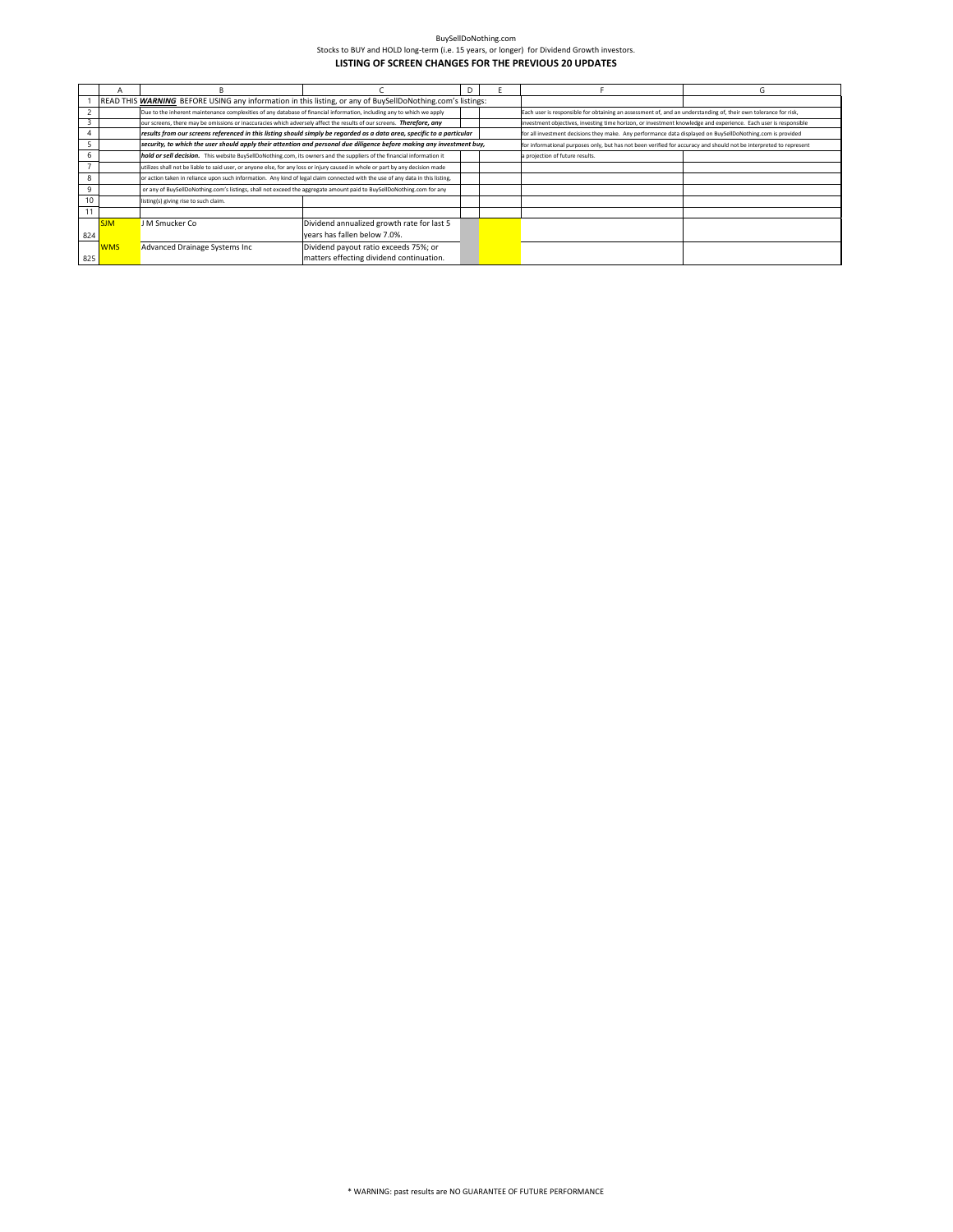BuySellDoNothing.com

Stocks to BUY and HOLD long-term (i.e. 15 years, or longer) for Dividend Growth investors.

**LISTING OF SCREEN CHANGES FOR THE PREVIOUS 20 UPDATES**

| | A | B | C | D | E | F | G |
|---|---|---|---|---|---|---|---|
| 1 | READ THIS ***WARNING*** BEFORE USING any information in this listing, or of any of BuySellDoNothing.com's listings: | | | | | | |
| 2 | | Due to the inherent maintenance complexities of any database of financial information, including any to which we apply | | | | Each user is responsible for obtaining an assessment of, and an understanding of, their own tolerance for risk, | |
| 3 | | our screens, there may be omissions or inaccuracies which adversely affect the results of our screens. ***Therefore, any*** | | | | investment objectives, investing time horizon, or investment knowledge and experience. Each user is responsible | |
| 4 | | ***results from our screens referenced in this listing should simply be regarded as a data area, specific to a particular*** | | | | for all investment decisions they make. Any performance data displayed on BuySellDoNothing.com is provided | |
| 5 | | ***security, to which the user should apply their attention and personal due diligence before making any investment buy,*** | | | | for informational purposes only, but has not been verified for accuracy and should not be interpreted to represent | |
| 6 | | ***hold or sell decision.*** This website BuySellDoNothing.com, its owners and the suppliers of the financial information it | | | | a projection of future results. | |
| 7 | | utilizes shall not be liable to said user, or anyone else, for any loss or injury caused in whole or part by any decision made | | | | | |
| 8 | | or action taken in reliance upon such information. Any kind of legal claim connected with the use of any data in this listing, | | | | | |
| 9 | | or any of BuySellDoNothing.com's listings, shall not exceed the aggregate amount paid to BuySellDoNothing.com for any | | | | | |
| 10 | | listing(s) giving rise to such claim. | | | | | |
| 11 | | | | | | | |
| 824 | SJM | J M Smucker Co | Dividend annualized growth rate for last 5 years has fallen below 7.0%. | | | | |
| 825 | WMS | Advanced Drainage Systems Inc | Dividend payout ratio exceeds 75%; or matters effecting dividend continuation. | | | | |

\* WARNING: past results are NO GUARANTEE OF FUTURE PERFORMANCE